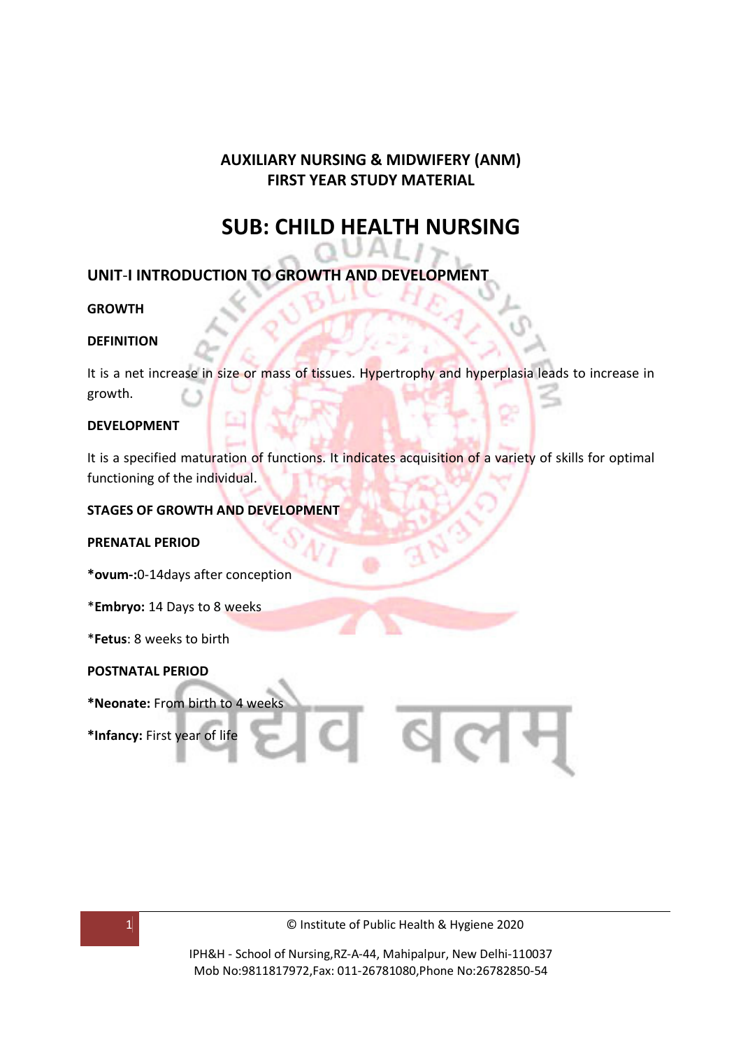**AUXILIARY NURSING & MIDWIFERY (ANM)**
**FIRST YEAR STUDY MATERIAL**

# SUB: CHILD HEALTH NURSING

## UNIT-I INTRODUCTION TO GROWTH AND DEVELOPMENT

**GROWTH**

**DEFINITION**

It is a net increase in size or mass of tissues. Hypertrophy and hyperplasia leads to increase in growth.

**DEVELOPMENT**

It is a specified maturation of functions. It indicates acquisition of a variety of skills for optimal functioning of the individual.

**STAGES OF GROWTH AND DEVELOPMENT**

**PRENATAL PERIOD**

***ovum-:**0-14days after conception

*__Embryo:__ 14 Days to 8 weeks

*__Fetus__: 8 weeks to birth

**POSTNATAL PERIOD**

***Neonate:** From birth to 4 weeks

***Infancy:** First year of life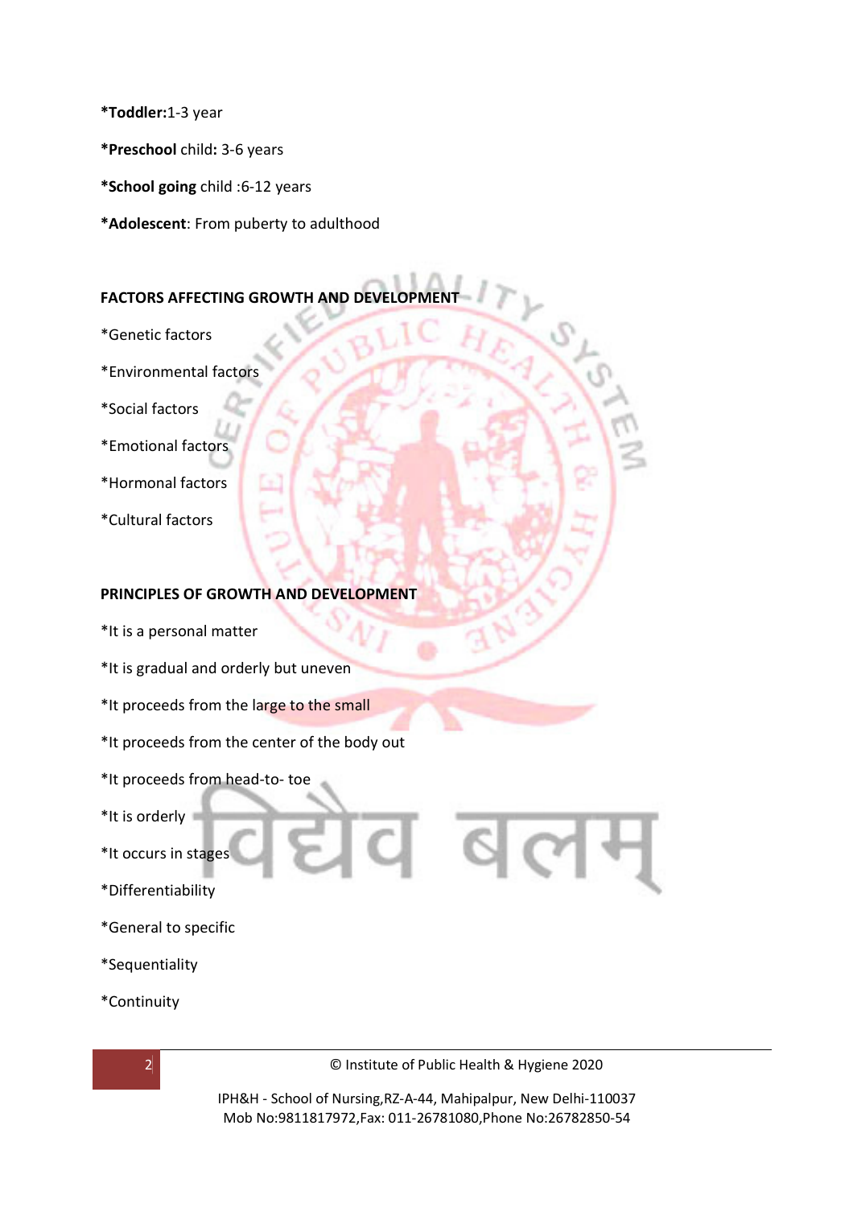***Toddler:**1-3 year

***Preschool** child**:** 3-6 years

***School going** child :6-12 years

***Adolescent**: From puberty to adulthood

## FACTORS AFFECTING GROWTH AND DEVELOPMENT

*Genetic factors

*Environmental factors

*Social factors

*Emotional factors

*Hormonal factors

*Cultural factors

## PRINCIPLES OF GROWTH AND DEVELOPMENT

*It is a personal matter

*It is gradual and orderly but uneven

*It proceeds from the large to the small

*It proceeds from the center of the body out

*It proceeds from head-to- toe

*It is orderly

*It occurs in stages

*Differentiability

*General to specific

*Sequentiality

*Continuity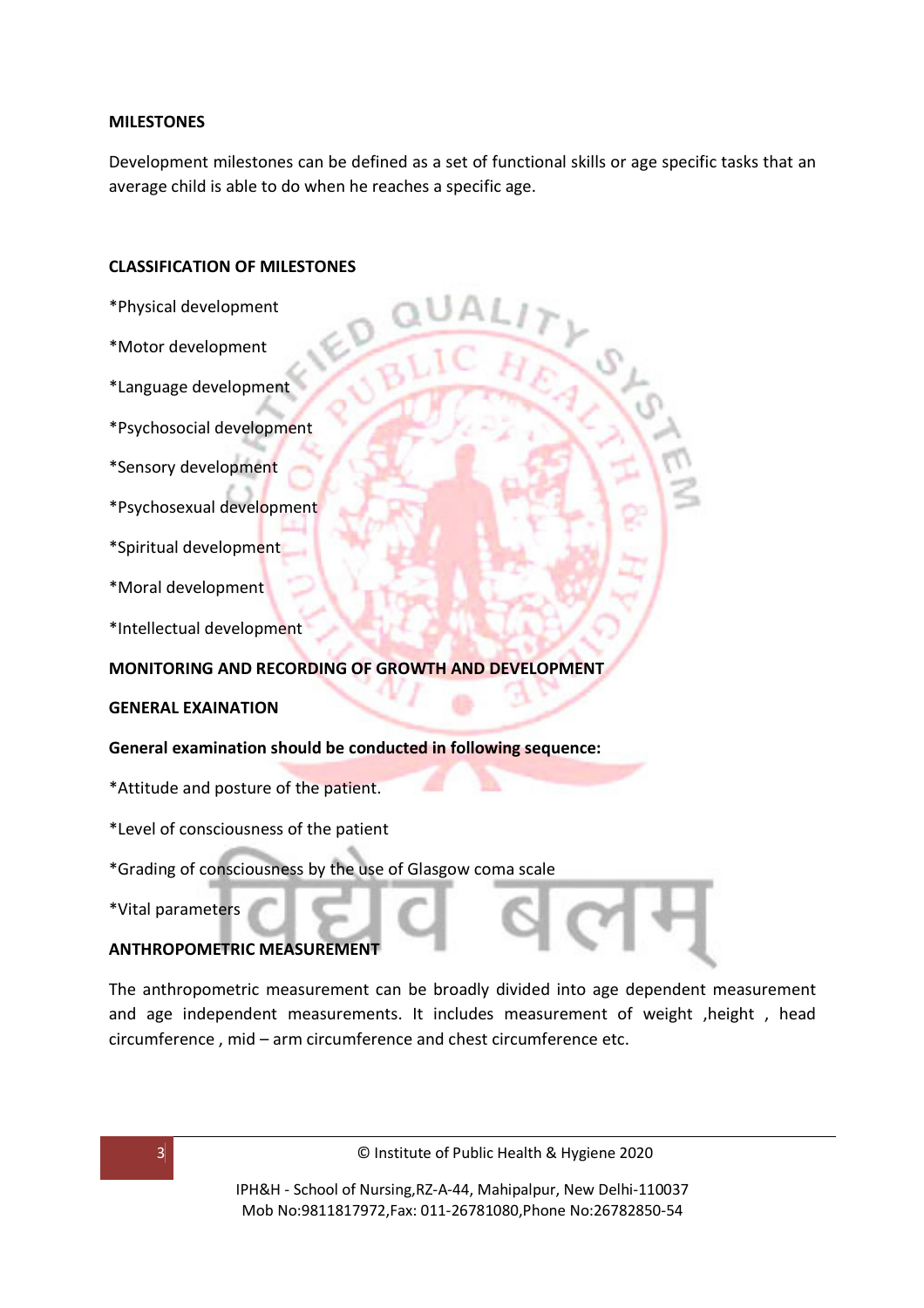**MILESTONES**

Development milestones can be defined as a set of functional skills or age specific tasks that an average child is able to do when he reaches a specific age.

**CLASSIFICATION OF MILESTONES**

*Physical development

*Motor development

*Language development

*Psychosocial development

*Sensory development

*Psychosexual development

*Spiritual development

*Moral development

*Intellectual development

**MONITORING AND RECORDING OF GROWTH AND DEVELOPMENT**

**GENERAL EXAINATION**

**General examination should be conducted in following sequence:**

*Attitude and posture of the patient.

*Level of consciousness of the patient

*Grading of consciousness by the use of Glasgow coma scale

*Vital parameters

**ANTHROPOMETRIC MEASUREMENT**

The anthropometric measurement can be broadly divided into age dependent measurement and age independent measurements. It includes measurement of weight ,height , head circumference , mid – arm circumference and chest circumference etc.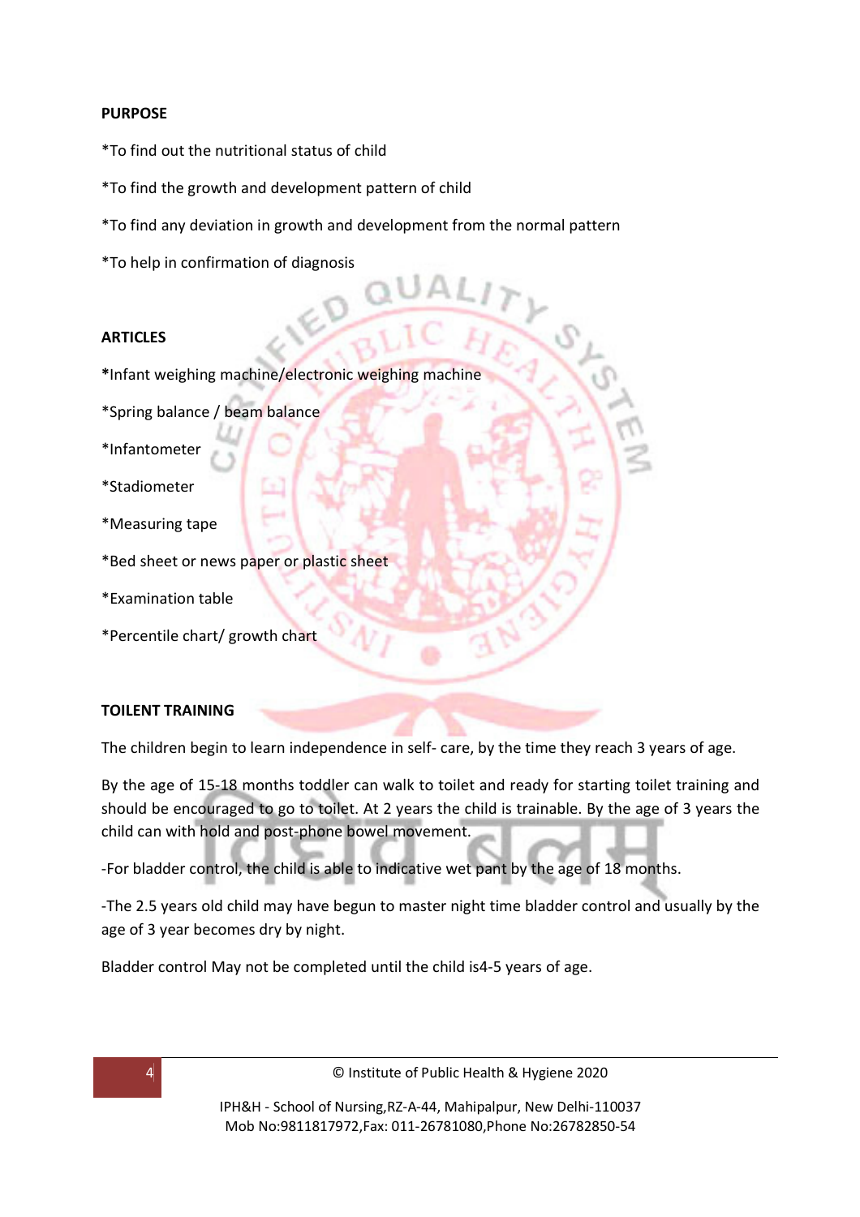**PURPOSE**

*To find out the nutritional status of child

*To find the growth and development pattern of child

*To find any deviation in growth and development from the normal pattern

*To help in confirmation of diagnosis

**ARTICLES**

*Infant weighing machine/electronic weighing machine

*Spring balance / beam balance

*Infantometer

*Stadiometer

*Measuring tape

*Bed sheet or news paper or plastic sheet

*Examination table

*Percentile chart/ growth chart

**TOILENT TRAINING**

The children begin to learn independence in self- care, by the time they reach 3 years of age.

By the age of 15-18 months toddler can walk to toilet and ready for starting toilet training and should be encouraged to go to toilet. At 2 years the child is trainable. By the age of 3 years the child can with hold and post-phone bowel movement.

-For bladder control, the child is able to indicative wet pant by the age of 18 months.

-The 2.5 years old child may have begun to master night time bladder control and usually by the age of 3 year becomes dry by night.

Bladder control May not be completed until the child is4-5 years of age.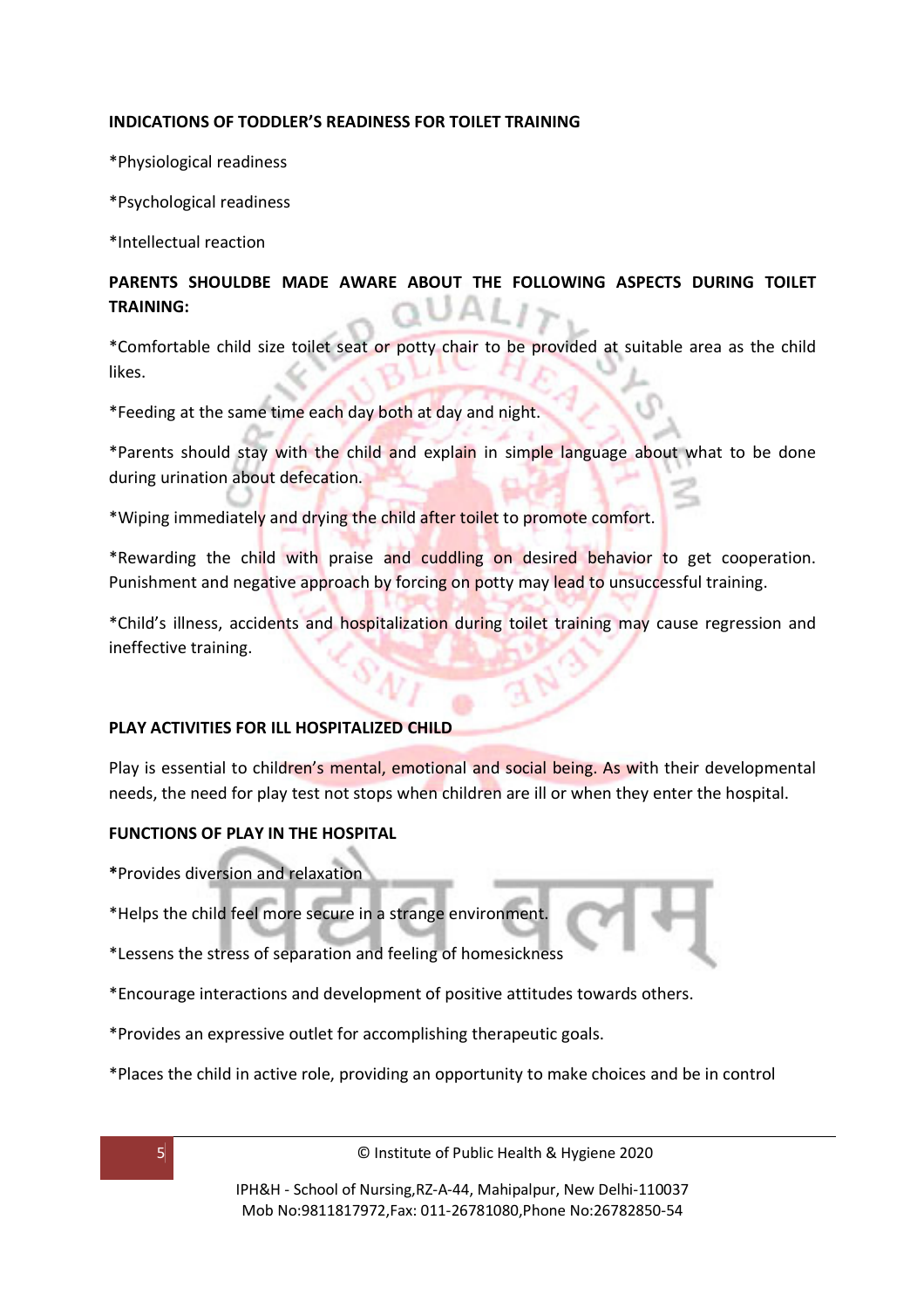**INDICATIONS OF TODDLER'S READINESS FOR TOILET TRAINING**

*Physiological readiness

*Psychological readiness

*Intellectual reaction

**PARENTS SHOULDBE MADE AWARE ABOUT THE FOLLOWING ASPECTS DURING TOILET TRAINING:**

*Comfortable child size toilet seat or potty chair to be provided at suitable area as the child likes.

*Feeding at the same time each day both at day and night.

*Parents should stay with the child and explain in simple language about what to be done during urination about defecation.

*Wiping immediately and drying the child after toilet to promote comfort.

*Rewarding the child with praise and cuddling on desired behavior to get cooperation. Punishment and negative approach by forcing on potty may lead to unsuccessful training.

*Child's illness, accidents and hospitalization during toilet training may cause regression and ineffective training.

**PLAY ACTIVITIES FOR ILL HOSPITALIZED CHILD**

Play is essential to children's mental, emotional and social being. As with their developmental needs, the need for play test not stops when children are ill or when they enter the hospital.

**FUNCTIONS OF PLAY IN THE HOSPITAL**

*Provides diversion and relaxation

*Helps the child feel more secure in a strange environment.

*Lessens the stress of separation and feeling of homesickness

*Encourage interactions and development of positive attitudes towards others.

*Provides an expressive outlet for accomplishing therapeutic goals.

*Places the child in active role, providing an opportunity to make choices and be in control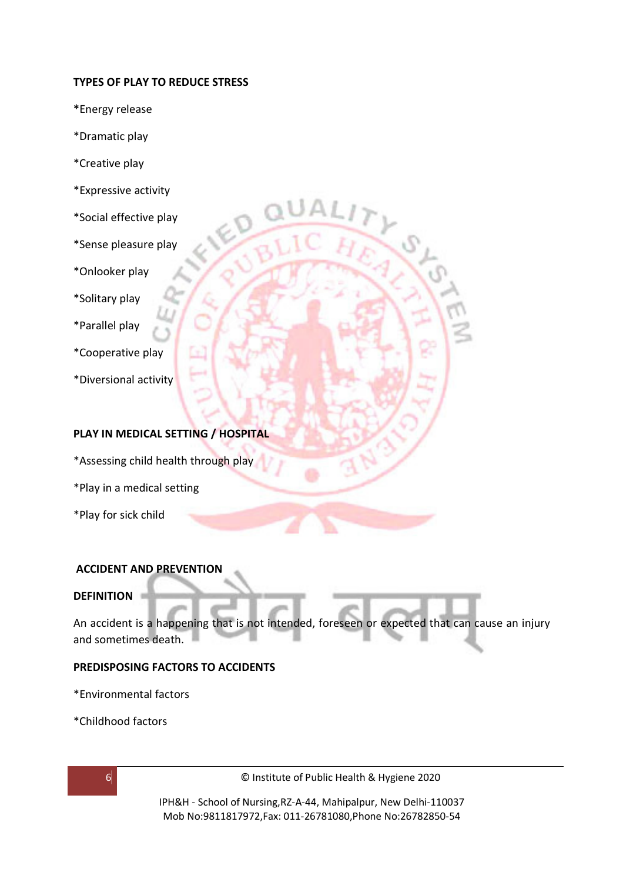**TYPES OF PLAY TO REDUCE STRESS**

*Energy release

*Dramatic play

*Creative play

*Expressive activity

*Social effective play

*Sense pleasure play

*Onlooker play

*Solitary play

*Parallel play

*Cooperative play

*Diversional activity

**PLAY IN MEDICAL SETTING / HOSPITAL**

*Assessing child health through play

*Play in a medical setting

*Play for sick child

**ACCIDENT AND PREVENTION**

**DEFINITION**

An accident is a happening that is not intended, foreseen or expected that can cause an injury and sometimes death.

**PREDISPOSING FACTORS TO ACCIDENTS**

*Environmental factors

*Childhood factors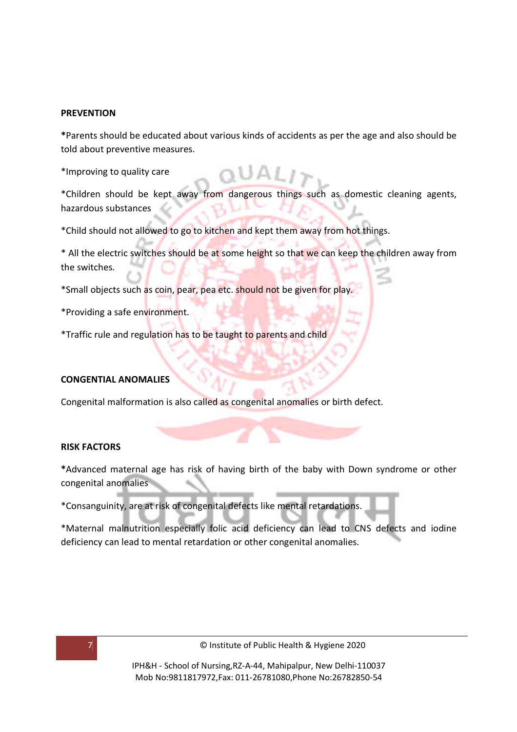**PREVENTION**

*Parents should be educated about various kinds of accidents as per the age and also should be told about preventive measures.

*Improving to quality care

*Children should be kept away from dangerous things such as domestic cleaning agents, hazardous substances

*Child should not allowed to go to kitchen and kept them away from hot things.

* All the electric switches should be at some height so that we can keep the children away from the switches.

*Small objects such as coin, pear, pea etc. should not be given for play.

*Providing a safe environment.

*Traffic rule and regulation has to be taught to parents and child

**CONGENTIAL ANOMALIES**

Congenital malformation is also called as congenital anomalies or birth defect.

**RISK FACTORS**

*Advanced maternal age has risk of having birth of the baby with Down syndrome or other congenital anomalies

*Consanguinity, are at risk of congenital defects like mental retardations.

*Maternal malnutrition especially folic acid deficiency can lead to CNS defects and iodine deficiency can lead to mental retardation or other congenital anomalies.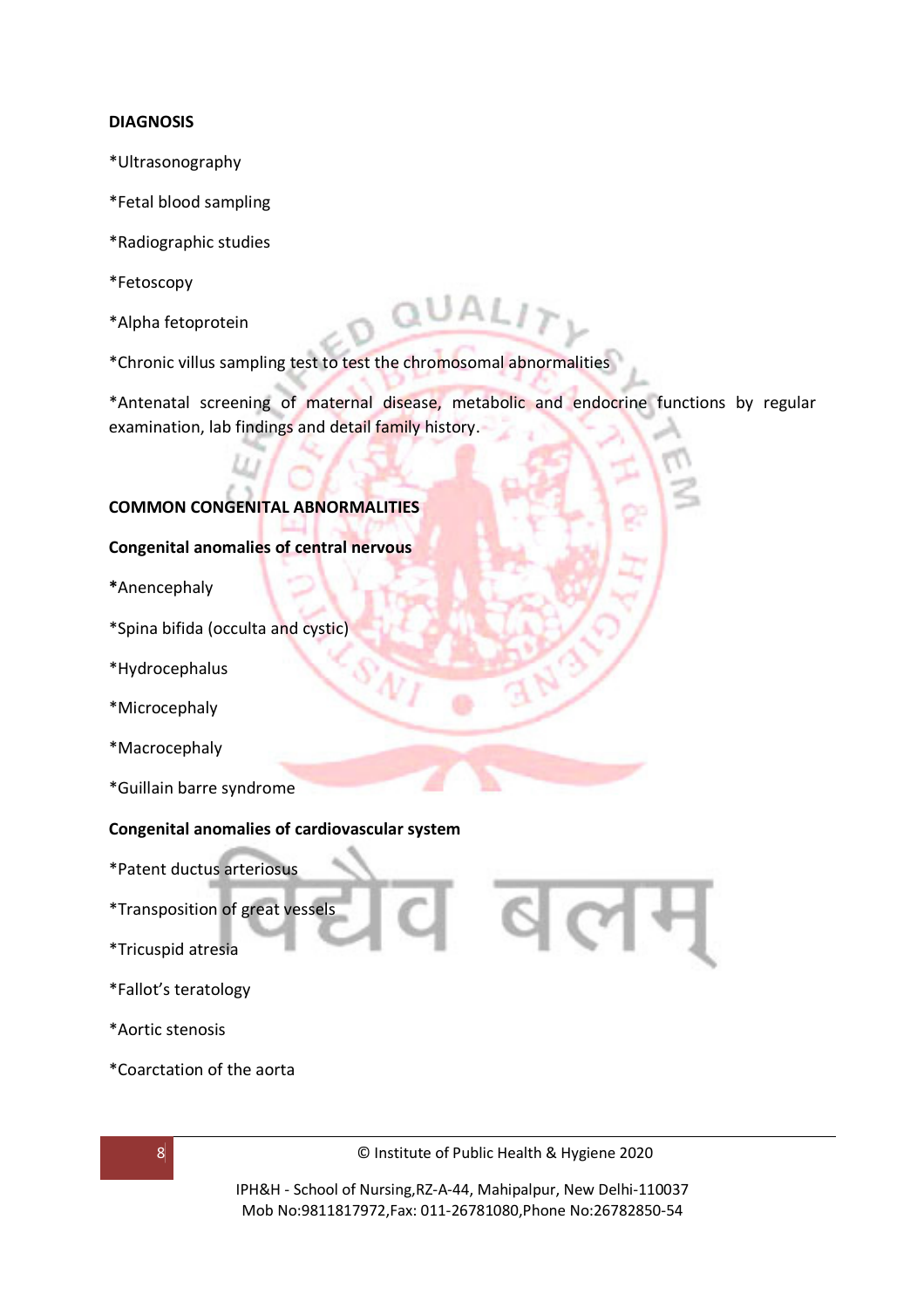**DIAGNOSIS**

*Ultrasonography

*Fetal blood sampling

*Radiographic studies

*Fetoscopy

*Alpha fetoprotein

*Chronic villus sampling test to test the chromosomal abnormalities

*Antenatal screening of maternal disease, metabolic and endocrine functions by regular examination, lab findings and detail family history.

**COMMON CONGENITAL ABNORMALITIES**

**Congenital anomalies of central nervous**

**\***Anencephaly

*Spina bifida (occulta and cystic)

*Hydrocephalus

*Microcephaly

*Macrocephaly

*Guillain barre syndrome

**Congenital anomalies of cardiovascular system**

*Patent ductus arteriosus

*Transposition of great vessels

*Tricuspid atresia

*Fallot's teratology

*Aortic stenosis

*Coarctation of the aorta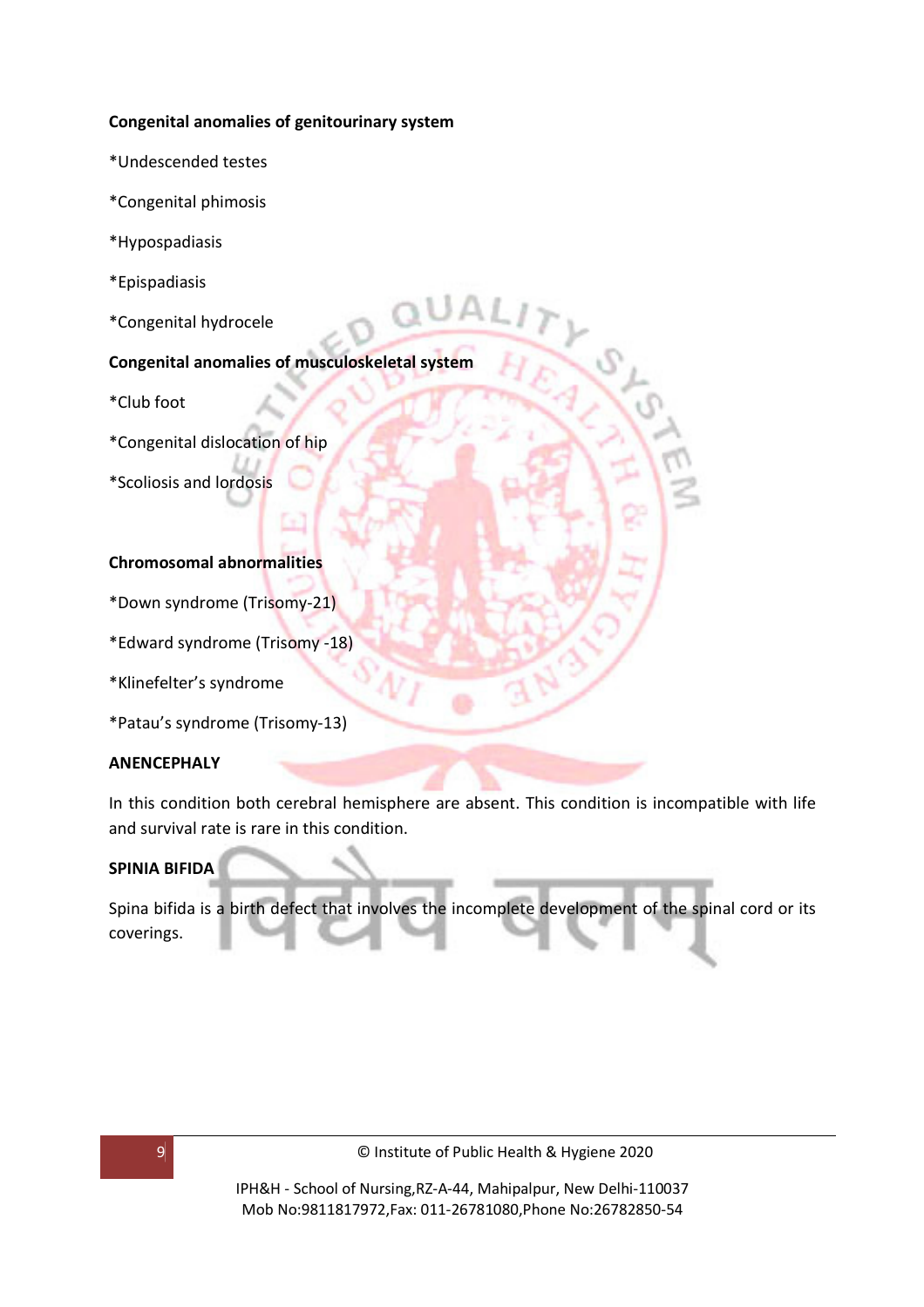**Congenital anomalies of genitourinary system**

*Undescended testes

*Congenital phimosis

*Hypospadiasis

*Epispadiasis

*Congenital hydrocele

**Congenital anomalies of musculoskeletal system**

*Club foot

*Congenital dislocation of hip

*Scoliosis and lordosis

**Chromosomal abnormalities**

*Down syndrome (Trisomy-21)

*Edward syndrome (Trisomy -18)

*Klinefelter's syndrome

*Patau's syndrome (Trisomy-13)

**ANENCEPHALY**

In this condition both cerebral hemisphere are absent. This condition is incompatible with life and survival rate is rare in this condition.

**SPINIA BIFIDA**

Spina bifida is a birth defect that involves the incomplete development of the spinal cord or its coverings.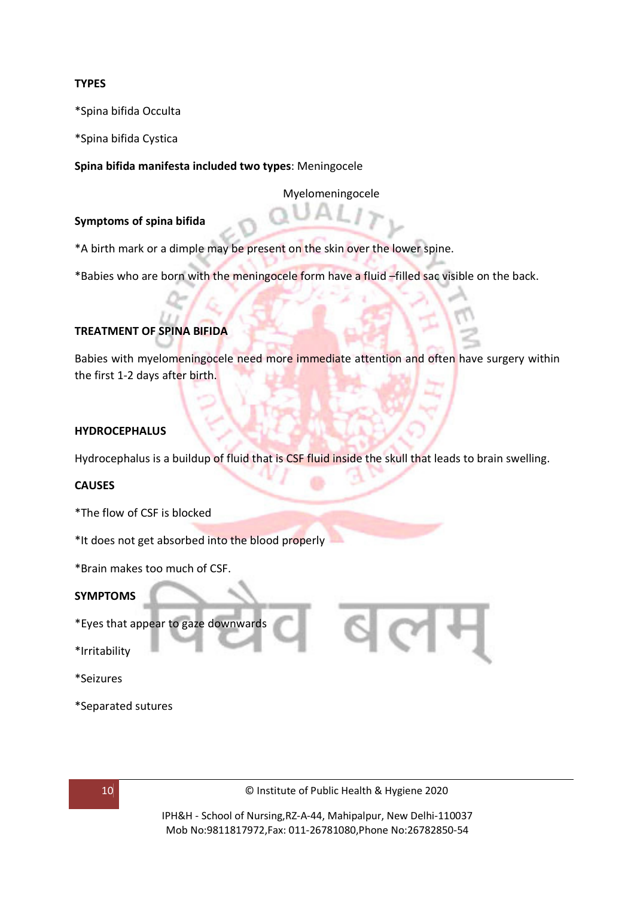**TYPES**

*Spina bifida Occulta

*Spina bifida Cystica

**Spina bifida manifesta included two types**: Meningocele

Myelomeningocele

**Symptoms of spina bifida**

*A birth mark or a dimple may be present on the skin over the lower spine.

*Babies who are born with the meningocele form have a fluid –filled sac visible on the back.

**TREATMENT OF SPINA BIFIDA**

Babies with myelomeningocele need more immediate attention and often have surgery within the first 1-2 days after birth.

**HYDROCEPHALUS**

Hydrocephalus is a buildup of fluid that is CSF fluid inside the skull that leads to brain swelling.

**CAUSES**

*The flow of CSF is blocked

*It does not get absorbed into the blood properly

*Brain makes too much of CSF.

**SYMPTOMS**

*Eyes that appear to gaze downwards

*Irritability

*Seizures

*Separated sutures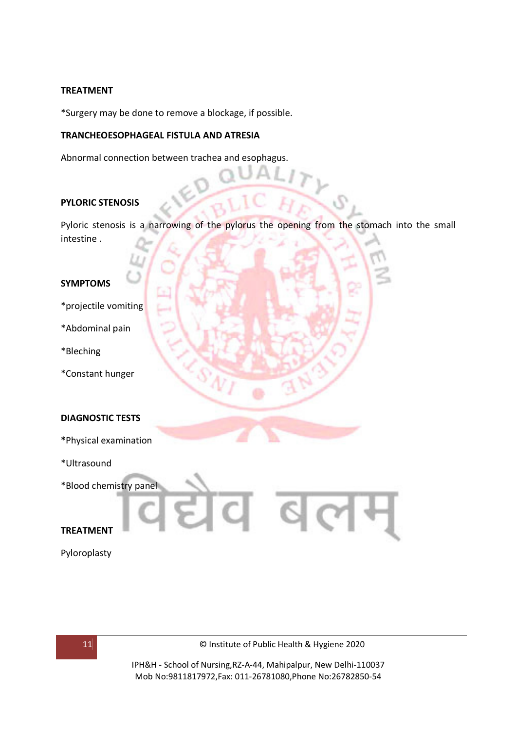**TREATMENT**

*Surgery may be done to remove a blockage, if possible.

**TRANCHEOESOPHAGEAL FISTULA AND ATRESIA**

Abnormal connection between trachea and esophagus.

**PYLORIC STENOSIS**

Pyloric stenosis is a narrowing of the pylorus the opening from the stomach into the small intestine .

**SYMPTOMS**

*projectile vomiting

*Abdominal pain

*Bleching

*Constant hunger

**DIAGNOSTIC TESTS**

*Physical examination

*Ultrasound

*Blood chemistry panel

**TREATMENT**

Pyloroplasty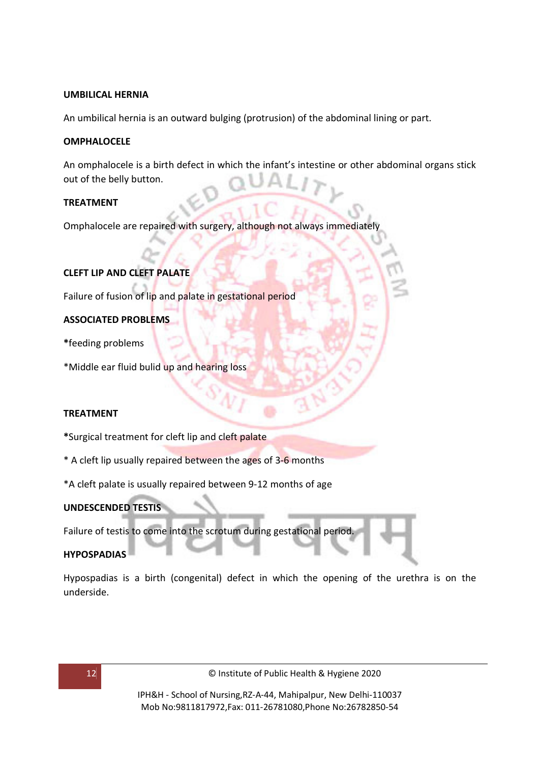**UMBILICAL HERNIA**

An umbilical hernia is an outward bulging (protrusion) of the abdominal lining or part.

**OMPHALOCELE**

An omphalocele is a birth defect in which the infant's intestine or other abdominal organs stick out of the belly button.

**TREATMENT**

Omphalocele are repaired with surgery, although not always immediately

**CLEFT LIP AND CLEFT PALATE**

Failure of fusion of lip and palate in gestational period

**ASSOCIATED PROBLEMS**

***feeding problems**

*Middle ear fluid bulid up and hearing loss

**TREATMENT**

***Surgical treatment for cleft lip and cleft palate**

* A cleft lip usually repaired between the ages of 3-6 months

*A cleft palate is usually repaired between 9-12 months of age

**UNDESCENDED TESTIS**

Failure of testis to come into the scrotum during gestational period.

**HYPOSPADIAS**

Hypospadias is a birth (congenital) defect in which the opening of the urethra is on the underside.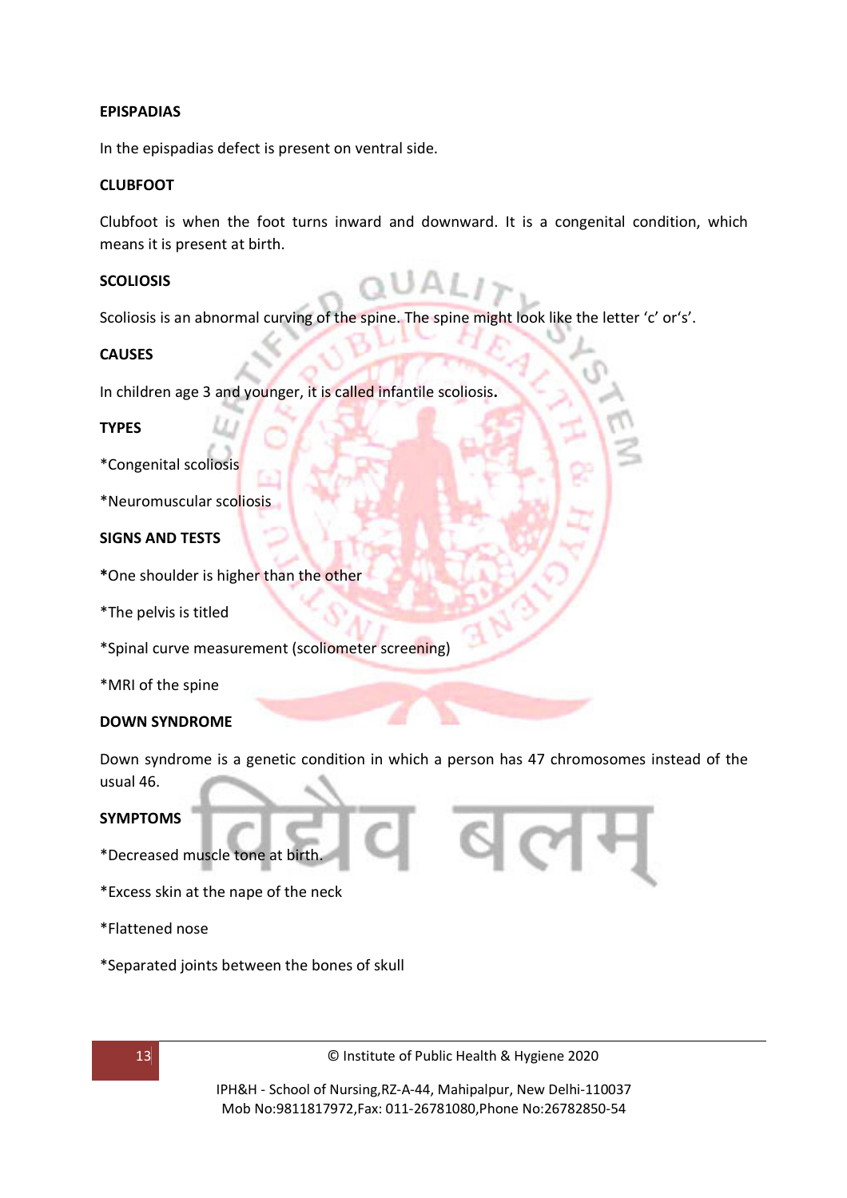**EPISPADIAS**

In the epispadias defect is present on ventral side.

**CLUBFOOT**

Clubfoot is when the foot turns inward and downward. It is a congenital condition, which means it is present at birth.

**SCOLIOSIS**

Scoliosis is an abnormal curving of the spine. The spine might look like the letter 'c' or's'.

**CAUSES**

In children age 3 and younger, it is called infantile scoliosis**.**

**TYPES**

*Congenital scoliosis

*Neuromuscular scoliosis

**SIGNS AND TESTS**

**\***One shoulder is higher than the other

*The pelvis is titled

*Spinal curve measurement (scoliometer screening)

*MRI of the spine

**DOWN SYNDROME**

Down syndrome is a genetic condition in which a person has 47 chromosomes instead of the usual 46.

**SYMPTOMS**

*Decreased muscle tone at birth.

*Excess skin at the nape of the neck

*Flattened nose

*Separated joints between the bones of skull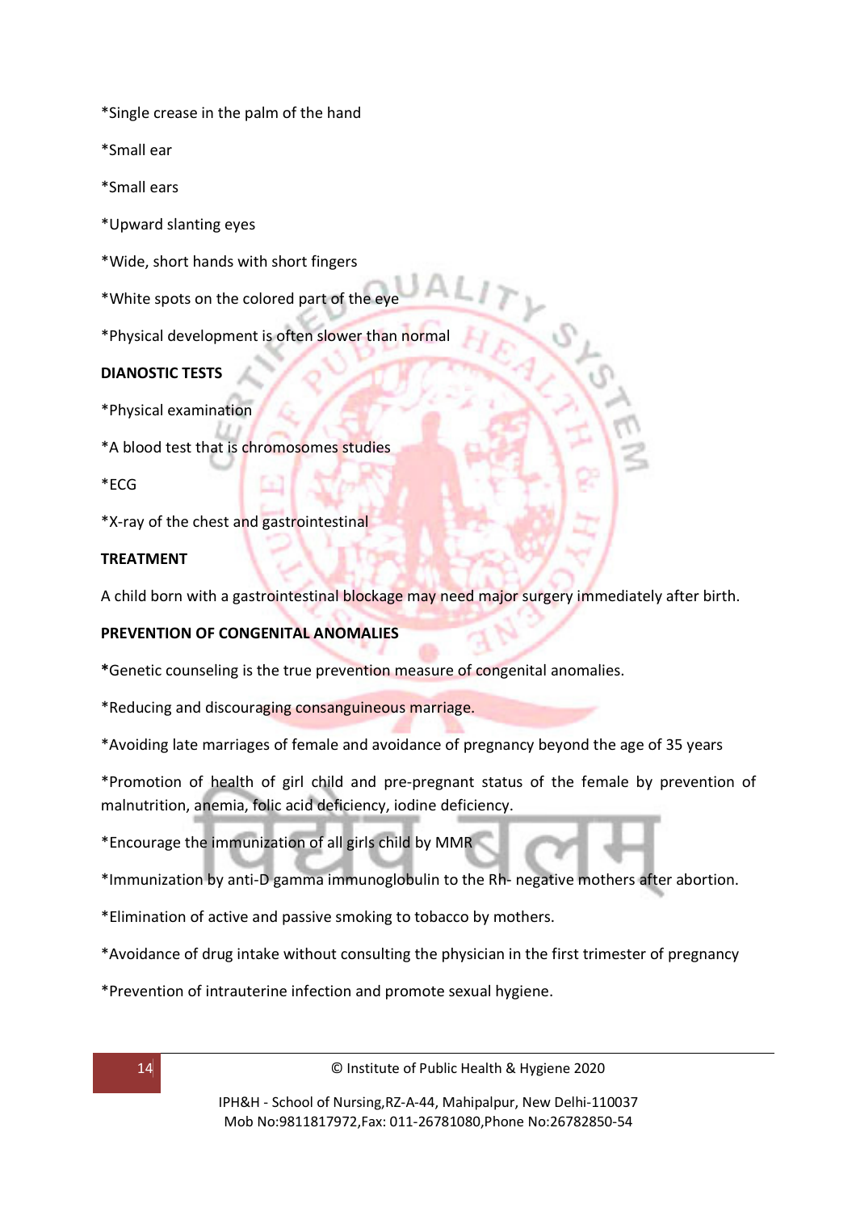*Single crease in the palm of the hand

*Small ear

*Small ears

*Upward slanting eyes

*Wide, short hands with short fingers

*White spots on the colored part of the eye

*Physical development is often slower than normal

**DIANOSTIC TESTS**

*Physical examination

*A blood test that is chromosomes studies

*ECG

*X-ray of the chest and gastrointestinal

**TREATMENT**

A child born with a gastrointestinal blockage may need major surgery immediately after birth.

**PREVENTION OF CONGENITAL ANOMALIES**

**\***Genetic counseling is the true prevention measure of congenital anomalies.

*Reducing and discouraging consanguineous marriage.

*Avoiding late marriages of female and avoidance of pregnancy beyond the age of 35 years

*Promotion of health of girl child and pre-pregnant status of the female by prevention of malnutrition, anemia, folic acid deficiency, iodine deficiency.

*Encourage the immunization of all girls child by MMR

*Immunization by anti-D gamma immunoglobulin to the Rh- negative mothers after abortion.

*Elimination of active and passive smoking to tobacco by mothers.

*Avoidance of drug intake without consulting the physician in the first trimester of pregnancy

*Prevention of intrauterine infection and promote sexual hygiene.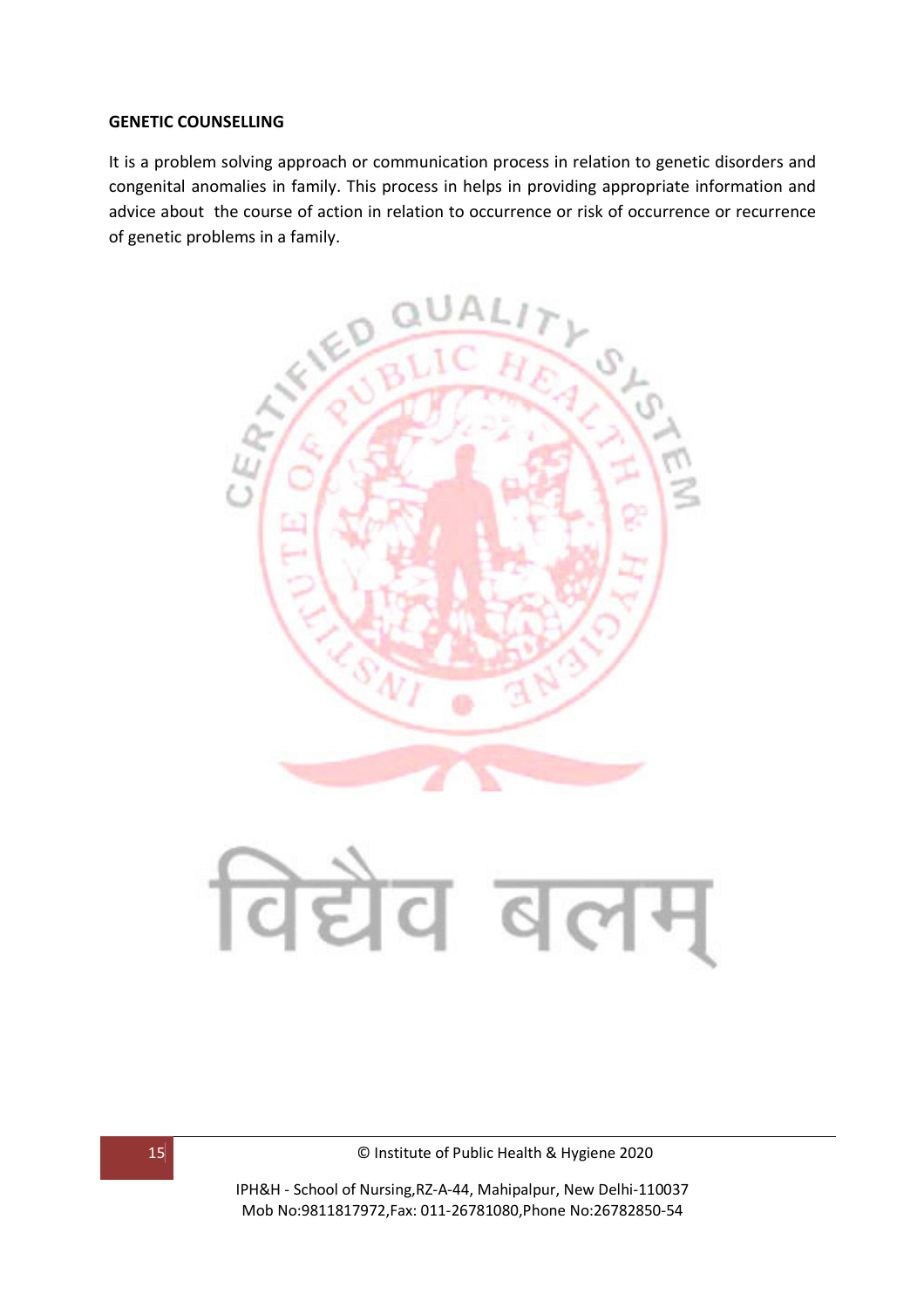**GENETIC COUNSELLING**

It is a problem solving approach or communication process in relation to genetic disorders and congenital anomalies in family. This process in helps in providing appropriate information and advice about the course of action in relation to occurrence or risk of occurrence or recurrence of genetic problems in a family.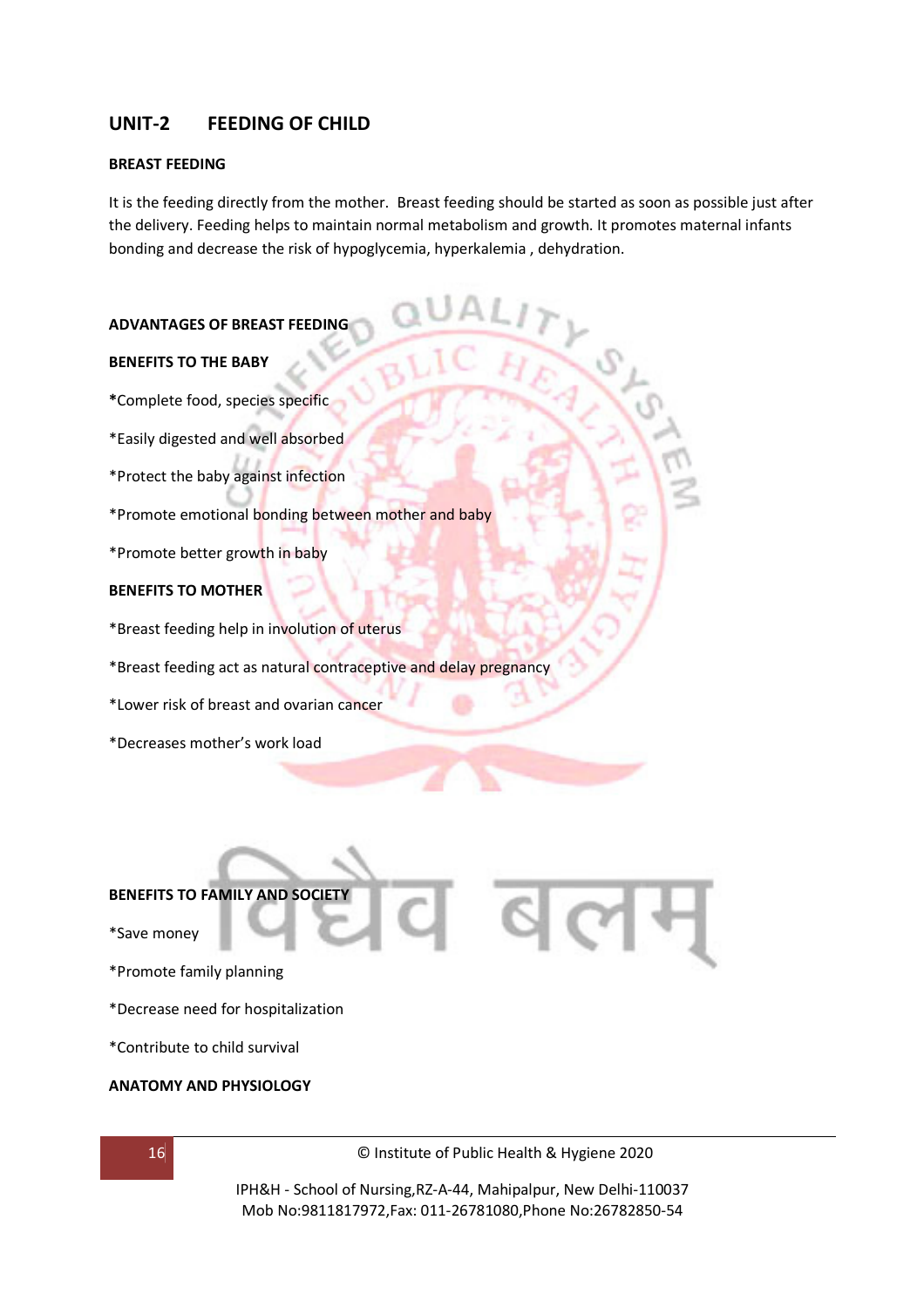## UNIT-2 FEEDING OF CHILD

**BREAST FEEDING**

It is the feeding directly from the mother. Breast feeding should be started as soon as possible just after the delivery. Feeding helps to maintain normal metabolism and growth. It promotes maternal infants bonding and decrease the risk of hypoglycemia, hyperkalemia , dehydration.

**ADVANTAGES OF BREAST FEEDING**

**BENEFITS TO THE BABY**

*Complete food, species specific

*Easily digested and well absorbed

*Protect the baby against infection

*Promote emotional bonding between mother and baby

*Promote better growth in baby

**BENEFITS TO MOTHER**

*Breast feeding help in involution of uterus

*Breast feeding act as natural contraceptive and delay pregnancy

*Lower risk of breast and ovarian cancer

*Decreases mother's work load

**BENEFITS TO FAMILY AND SOCIETY**

*Save money

*Promote family planning

*Decrease need for hospitalization

*Contribute to child survival

**ANATOMY AND PHYSIOLOGY**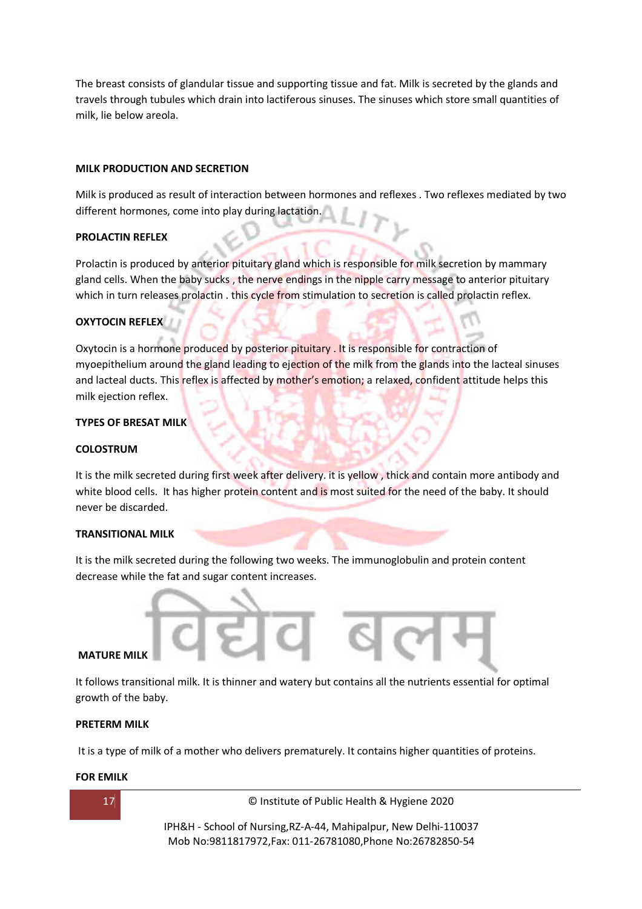The breast consists of glandular tissue and supporting tissue and fat. Milk is secreted by the glands and travels through tubules which drain into lactiferous sinuses. The sinuses which store small quantities of milk, lie below areola.

**MILK PRODUCTION AND SECRETION**

Milk is produced as result of interaction between hormones and reflexes . Two reflexes mediated by two different hormones, come into play during lactation.

**PROLACTIN REFLEX**

Prolactin is produced by anterior pituitary gland which is responsible for milk secretion by mammary gland cells. When the baby sucks , the nerve endings in the nipple carry message to anterior pituitary which in turn releases prolactin . this cycle from stimulation to secretion is called prolactin reflex.

**OXYTOCIN REFLEX**

Oxytocin is a hormone produced by posterior pituitary . It is responsible for contraction of myoepithelium around the gland leading to ejection of the milk from the glands into the lacteal sinuses and lacteal ducts. This reflex is affected by mother's emotion; a relaxed, confident attitude helps this milk ejection reflex.

**TYPES OF BRESAT MILK**

**COLOSTRUM**

It is the milk secreted during first week after delivery. it is yellow , thick and contain more antibody and white blood cells. It has higher protein content and is most suited for the need of the baby. It should never be discarded.

**TRANSITIONAL MILK**

It is the milk secreted during the following two weeks. The immunoglobulin and protein content decrease while the fat and sugar content increases.

**MATURE MILK**

It follows transitional milk. It is thinner and watery but contains all the nutrients essential for optimal growth of the baby.

**PRETERM MILK**

It is a type of milk of a mother who delivers prematurely. It contains higher quantities of proteins.

**FOR EMILK**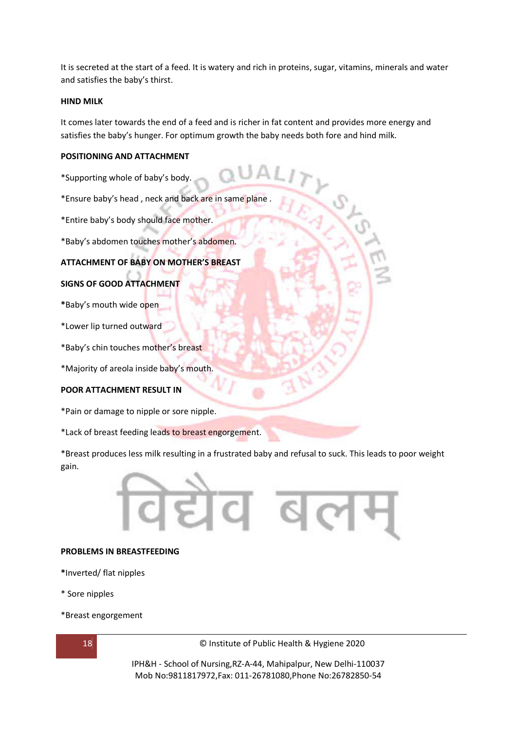It is secreted at the start of a feed. It is watery and rich in proteins, sugar, vitamins, minerals and water and satisfies the baby's thirst.

**HIND MILK**

It comes later towards the end of a feed and is richer in fat content and provides more energy and satisfies the baby's hunger. For optimum growth the baby needs both fore and hind milk.

**POSITIONING AND ATTACHMENT**

*Supporting whole of baby's body.

*Ensure baby's head , neck and back are in same plane .

*Entire baby's body should face mother.

*Baby's abdomen touches mother's abdomen.

**ATTACHMENT OF BABY ON MOTHER'S BREAST**

**SIGNS OF GOOD ATTACHMENT**

*Baby's mouth wide open

*Lower lip turned outward

*Baby's chin touches mother's breast

*Majority of areola inside baby's mouth.

**POOR ATTACHMENT RESULT IN**

*Pain or damage to nipple or sore nipple.

*Lack of breast feeding leads to breast engorgement.

*Breast produces less milk resulting in a frustrated baby and refusal to suck. This leads to poor weight gain.

**PROBLEMS IN BREASTFEEDING**

*Inverted/ flat nipples

* Sore nipples

*Breast engorgement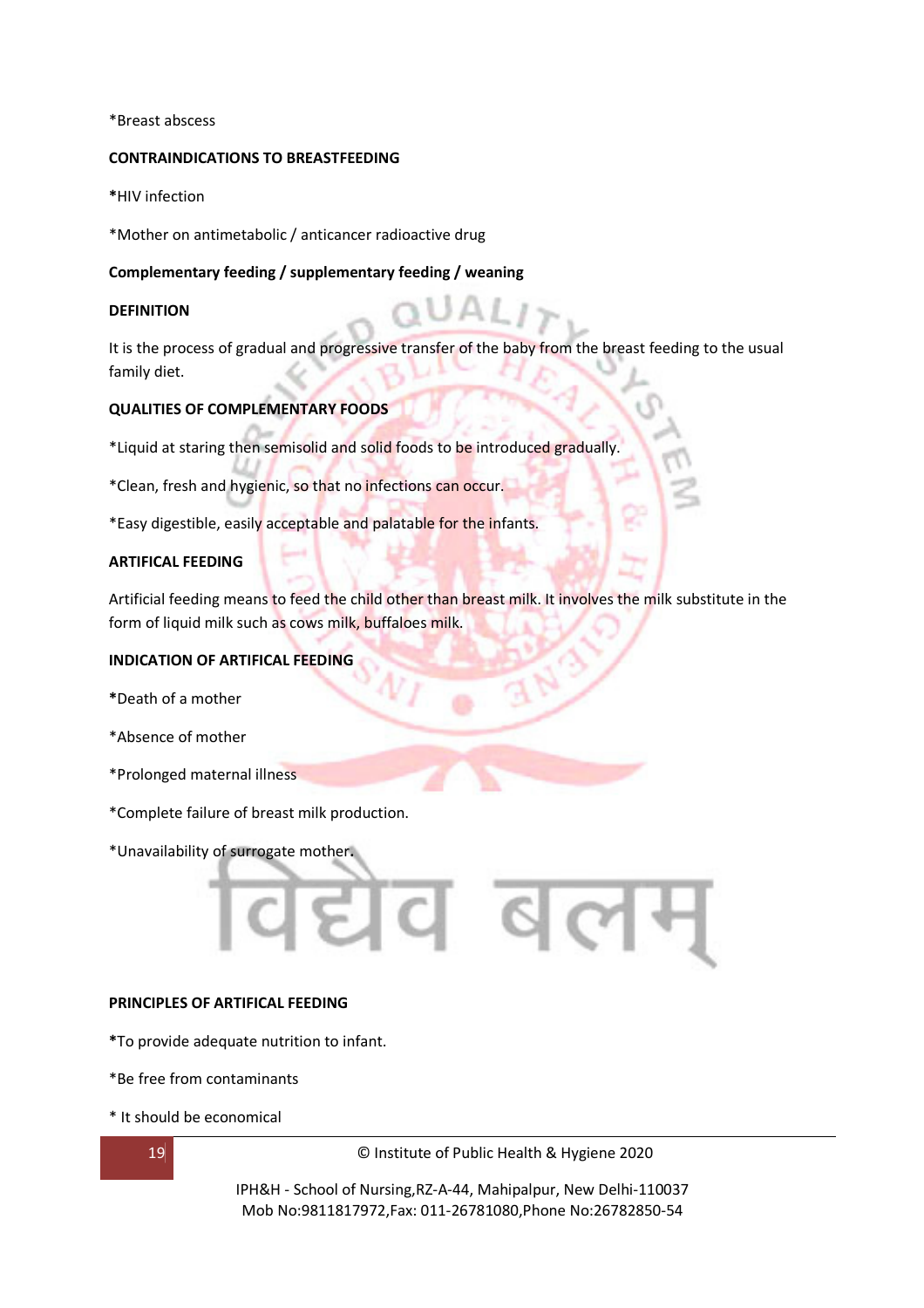*Breast abscess

**CONTRAINDICATIONS TO BREASTFEEDING**

***HIV infection**

*Mother on antimetabolic / anticancer radioactive drug

**Complementary feeding / supplementary feeding / weaning**

**DEFINITION**

It is the process of gradual and progressive transfer of the baby from the breast feeding to the usual family diet.

**QUALITIES OF COMPLEMENTARY FOODS**

*Liquid at staring then semisolid and solid foods to be introduced gradually.

*Clean, fresh and hygienic, so that no infections can occur.

*Easy digestible, easily acceptable and palatable for the infants.

**ARTIFICAL FEEDING**

Artificial feeding means to feed the child other than breast milk. It involves the milk substitute in the form of liquid milk such as cows milk, buffaloes milk.

**INDICATION OF ARTIFICAL FEEDING**

*Death of a mother

*Absence of mother

*Prolonged maternal illness

*Complete failure of breast milk production.

*Unavailability of surrogate mother.

**PRINCIPLES OF ARTIFICAL FEEDING**

*To provide adequate nutrition to infant.

*Be free from contaminants

* It should be economical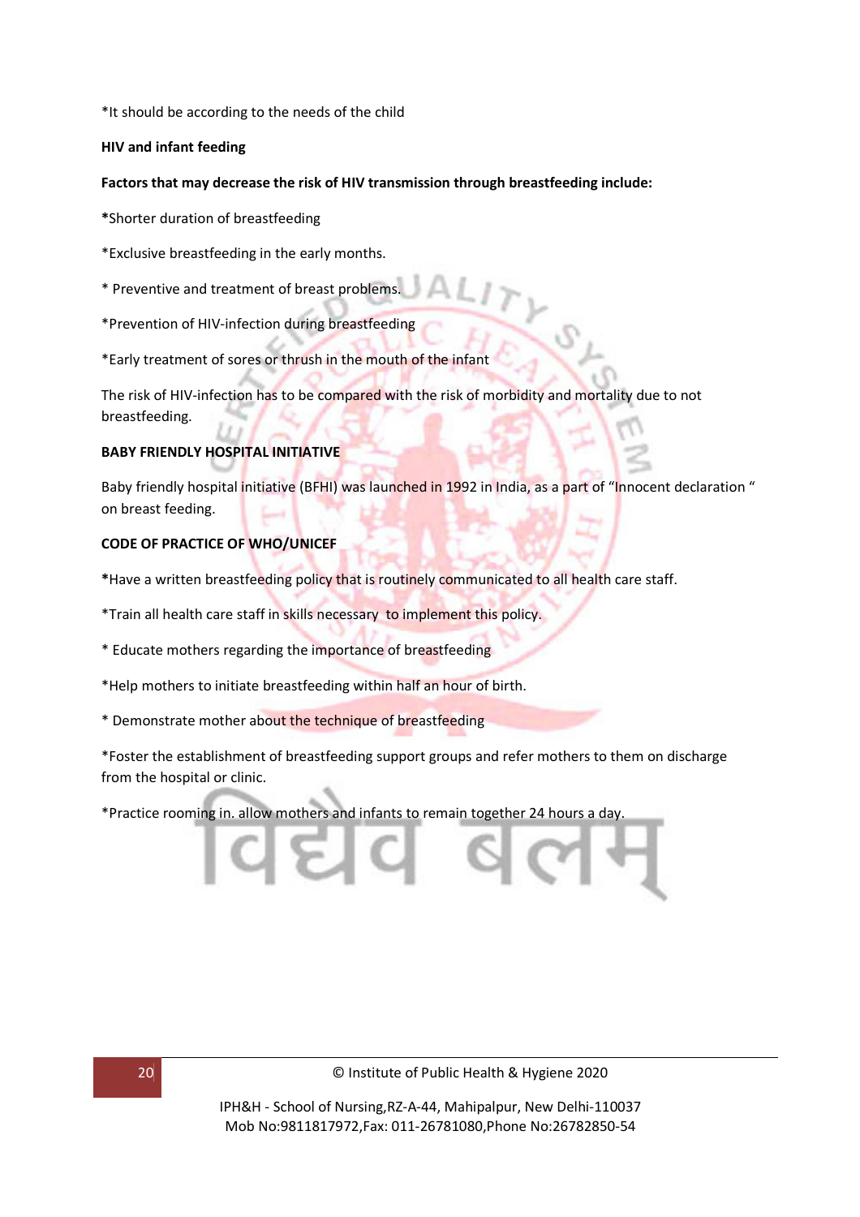*It should be according to the needs of the child

**HIV and infant feeding**

**Factors that may decrease the risk of HIV transmission through breastfeeding include:**

*Shorter duration of breastfeeding

*Exclusive breastfeeding in the early months.

* Preventive and treatment of breast problems.

*Prevention of HIV-infection during breastfeeding

*Early treatment of sores or thrush in the mouth of the infant

The risk of HIV-infection has to be compared with the risk of morbidity and mortality due to not breastfeeding.

**BABY FRIENDLY HOSPITAL INITIATIVE**

Baby friendly hospital initiative (BFHI) was launched in 1992 in India, as a part of "Innocent declaration " on breast feeding.

**CODE OF PRACTICE OF WHO/UNICEF**

*Have a written breastfeeding policy that is routinely communicated to all health care staff.

*Train all health care staff in skills necessary to implement this policy.

* Educate mothers regarding the importance of breastfeeding

*Help mothers to initiate breastfeeding within half an hour of birth.

* Demonstrate mother about the technique of breastfeeding

*Foster the establishment of breastfeeding support groups and refer mothers to them on discharge from the hospital or clinic.

*Practice rooming in. allow mothers and infants to remain together 24 hours a day.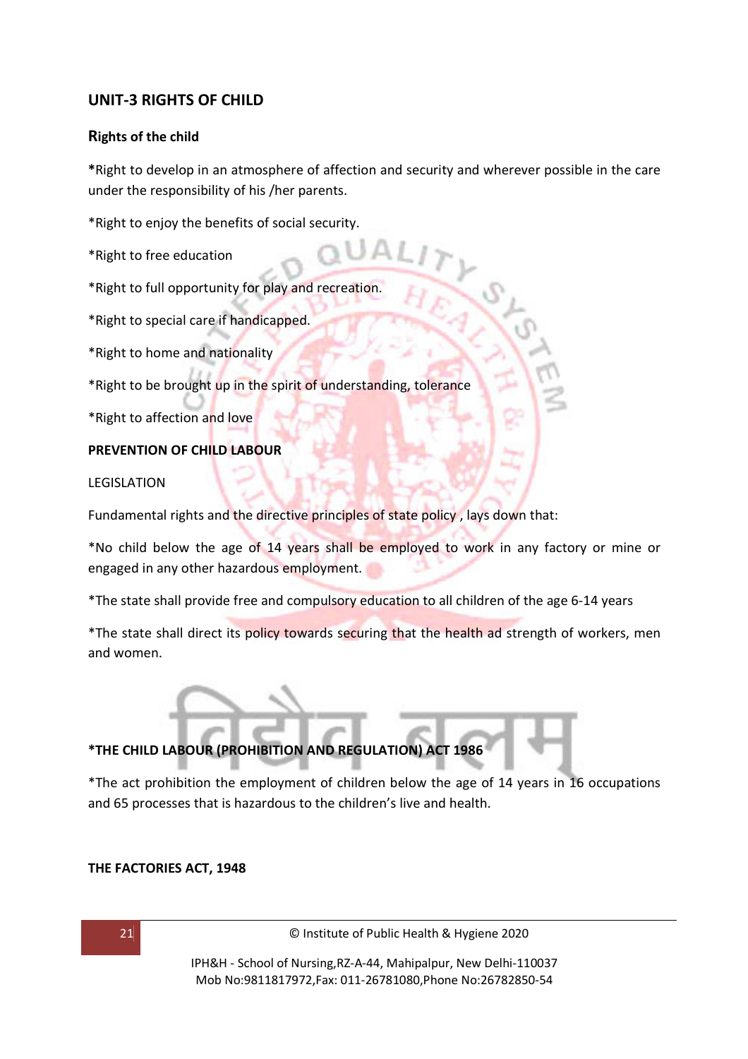## UNIT-3 RIGHTS OF CHILD

### Rights of the child

*Right to develop in an atmosphere of affection and security and wherever possible in the care under the responsibility of his /her parents.

*Right to enjoy the benefits of social security.

*Right to free education

*Right to full opportunity for play and recreation.

*Right to special care if handicapped.

*Right to home and nationality

*Right to be brought up in the spirit of understanding, tolerance

*Right to affection and love

**PREVENTION OF CHILD LABOUR**

LEGISLATION

Fundamental rights and the directive principles of state policy , lays down that:

*No child below the age of 14 years shall be employed to work in any factory or mine or engaged in any other hazardous employment.

*The state shall provide free and compulsory education to all children of the age 6-14 years

*The state shall direct its policy towards securing that the health ad strength of workers, men and women.

**\*THE CHILD LABOUR (PROHIBITION AND REGULATION) ACT 1986**

*The act prohibition the employment of children below the age of 14 years in 16 occupations and 65 processes that is hazardous to the children's live and health.

**THE FACTORIES ACT, 1948**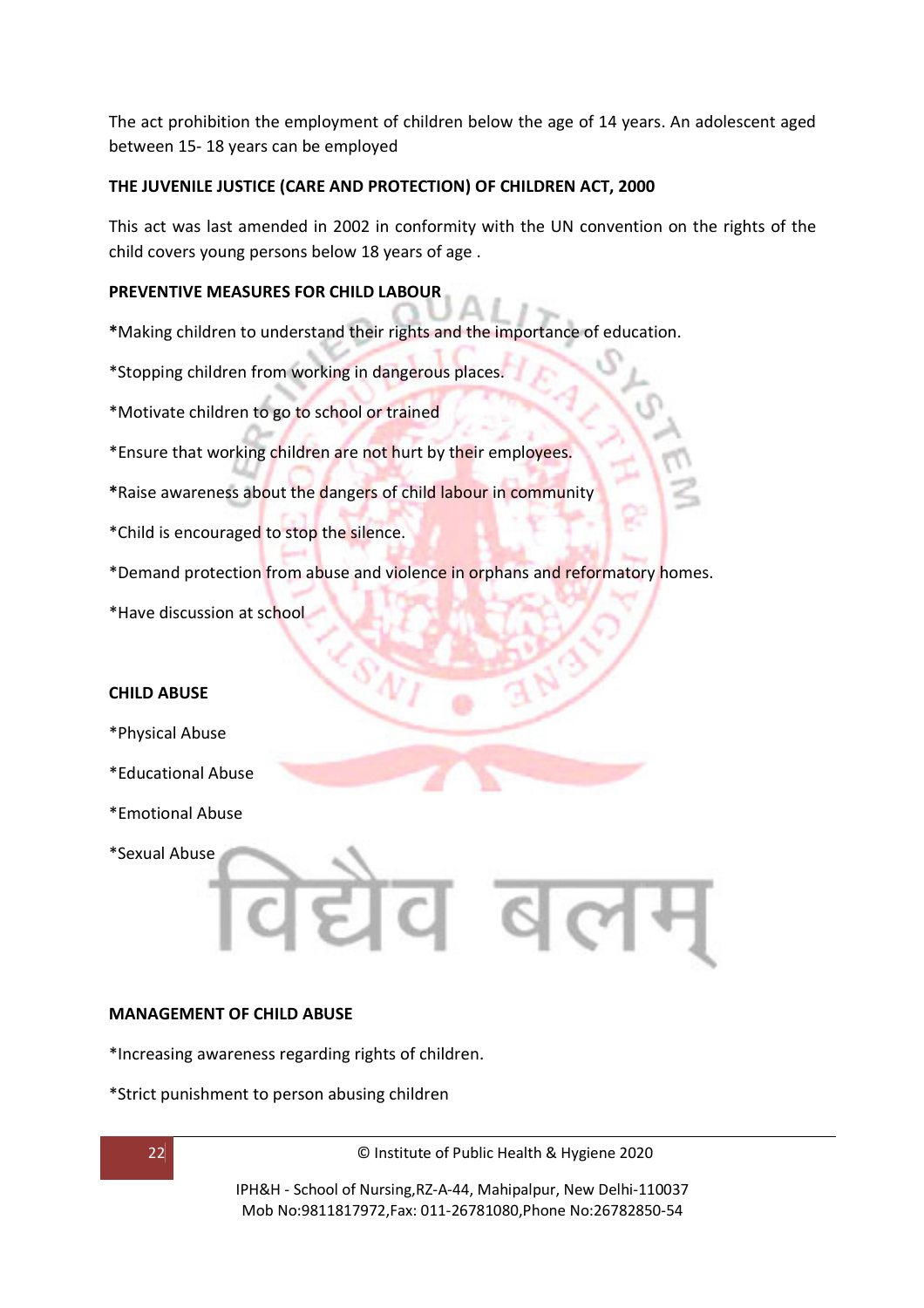The act prohibition the employment of children below the age of 14 years. An adolescent aged between 15- 18 years can be employed

**THE JUVENILE JUSTICE (CARE AND PROTECTION) OF CHILDREN ACT, 2000**

This act was last amended in 2002 in conformity with the UN convention on the rights of the child covers young persons below 18 years of age .

**PREVENTIVE MEASURES FOR CHILD LABOUR**

**\***Making children to understand their rights and the importance of education.

*Stopping children from working in dangerous places.

*Motivate children to go to school or trained

*Ensure that working children are not hurt by their employees.

**\***Raise awareness about the dangers of child labour in community

*Child is encouraged to stop the silence.

*Demand protection from abuse and violence in orphans and reformatory homes.

*Have discussion at school

**CHILD ABUSE**

*Physical Abuse

*Educational Abuse

*Emotional Abuse

*Sexual Abuse

**MANAGEMENT OF CHILD ABUSE**

*Increasing awareness regarding rights of children.

*Strict punishment to person abusing children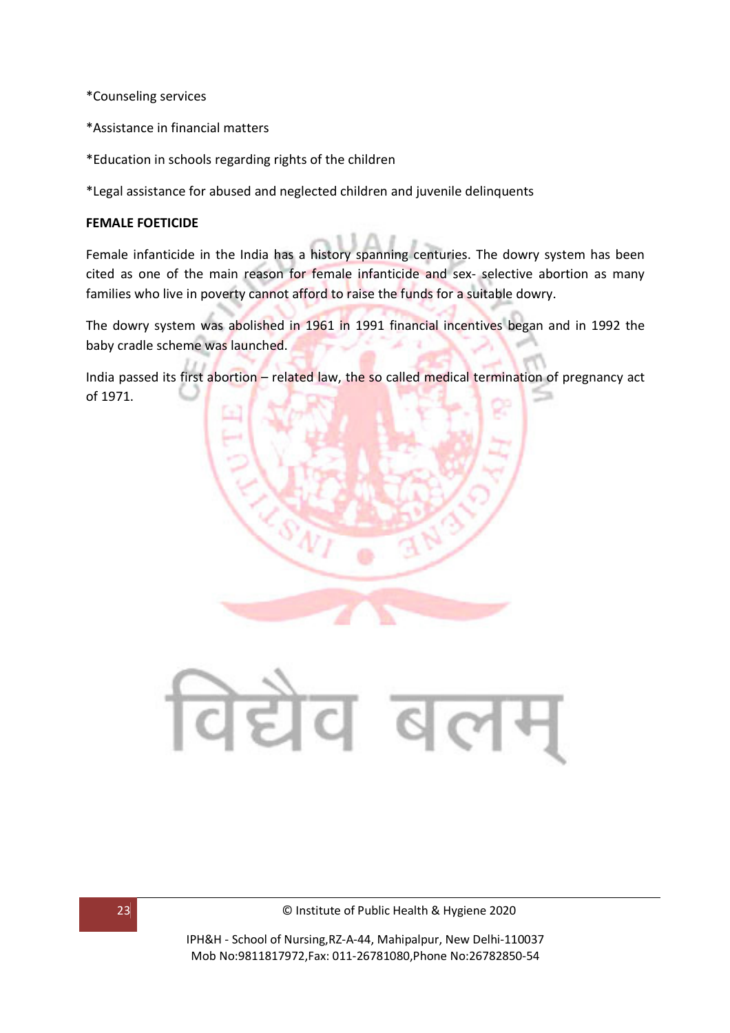*Counseling services

*Assistance in financial matters

*Education in schools regarding rights of the children

*Legal assistance for abused and neglected children and juvenile delinquents

**FEMALE FOETICIDE**

Female infanticide in the India has a history spanning centuries. The dowry system has been cited as one of the main reason for female infanticide and sex- selective abortion as many families who live in poverty cannot afford to raise the funds for a suitable dowry.

The dowry system was abolished in 1961 in 1991 financial incentives began and in 1992 the baby cradle scheme was launched.

India passed its first abortion – related law, the so called medical termination of pregnancy act of 1971.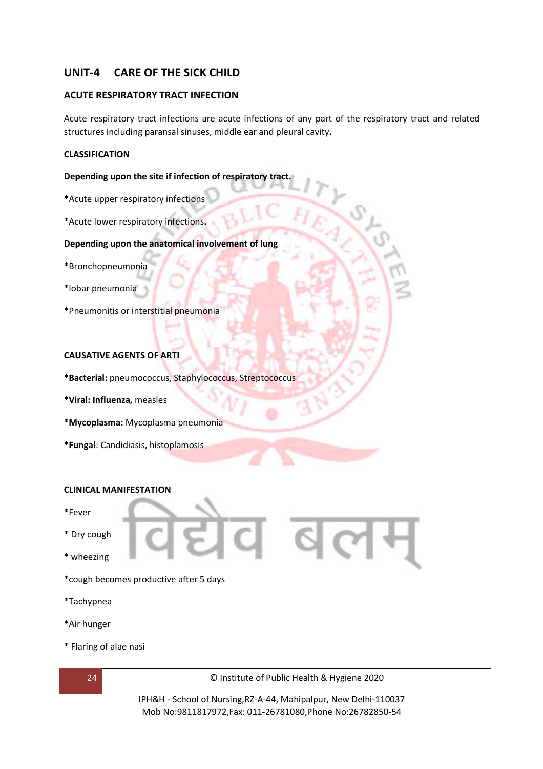## UNIT-4 CARE OF THE SICK CHILD

### ACUTE RESPIRATORY TRACT INFECTION

Acute respiratory tract infections are acute infections of any part of the respiratory tract and related structures including paransal sinuses, middle ear and pleural cavity**.**

#### CLASSIFICATION

**Depending upon the site if infection of respiratory tract.**

**\***Acute upper respiratory infections

*Acute lower respiratory infections**.**

**Depending upon the anatomical involvement of lung**

**\***Bronchopneumonia

*lobar pneumonia

*Pneumonitis or interstitial pneumonia

#### CAUSATIVE AGENTS OF ARTI

**\*Bacterial:** pneumococcus, Staphylococcus, Streptococcus

**\*Viral: Influenza,** measles

**\*Mycoplasma:** Mycoplasma pneumonia

**\*Fungal**: Candidiasis, histoplamosis

#### CLINICAL MANIFESTATION

**\***Fever

\* Dry cough

\* wheezing

*cough becomes productive after 5 days

*Tachypnea

*Air hunger

\* Flaring of alae nasi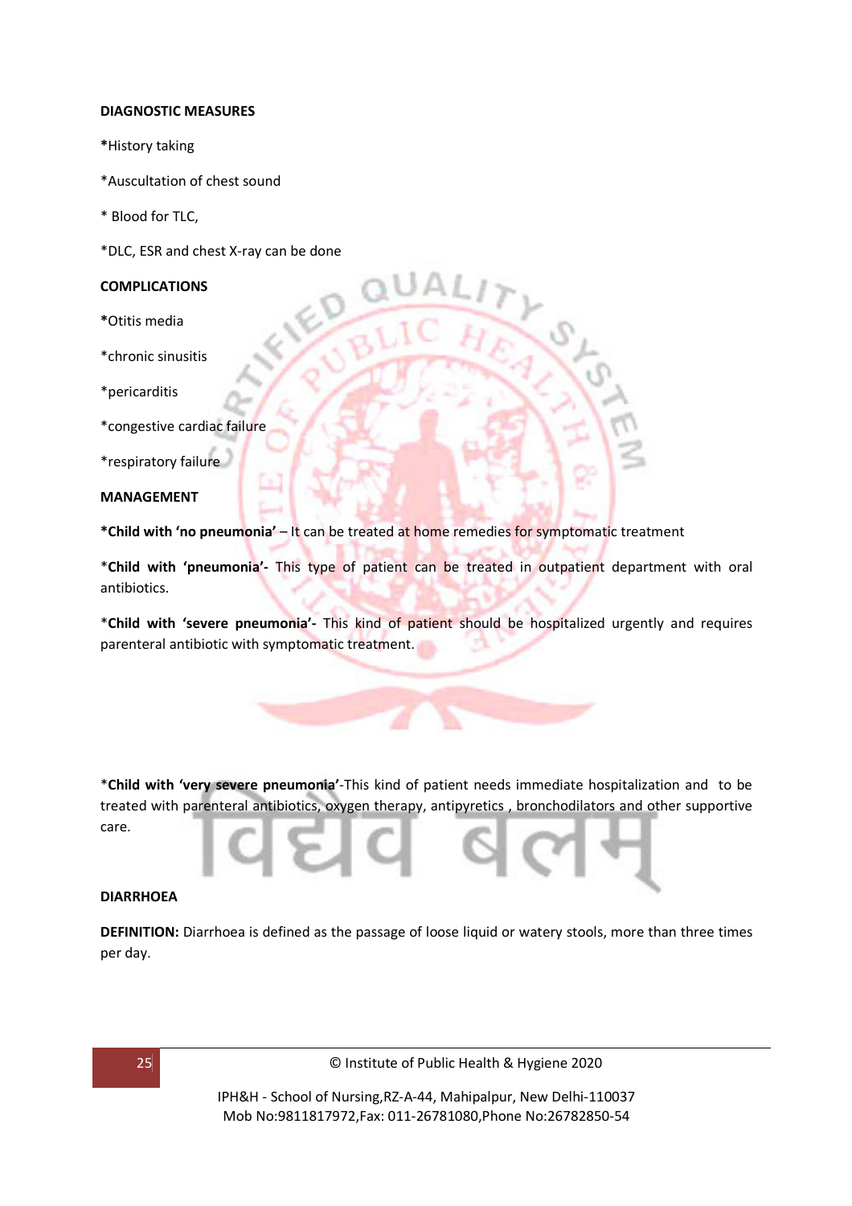**DIAGNOSTIC MEASURES**

***History taking**

*Auscultation of chest sound

* Blood for TLC,

*DLC, ESR and chest X-ray can be done

**COMPLICATIONS**

***Otitis media**

*chronic sinusitis

*pericarditis

*congestive cardiac failure

*respiratory failure

**MANAGEMENT**

***Child with 'no pneumonia'** – It can be treated at home remedies for symptomatic treatment

*__Child with 'pneumonia'-__ This type of patient can be treated in outpatient department with oral antibiotics.

*__Child with 'severe pneumonia'-__ This kind of patient should be hospitalized urgently and requires parenteral antibiotic with symptomatic treatment.

*__Child with 'very severe pneumonia'__-This kind of patient needs immediate hospitalization and to be treated with parenteral antibiotics, oxygen therapy, antipyretics , bronchodilators and other supportive care.

**DIARRHOEA**

**DEFINITION:** Diarrhoea is defined as the passage of loose liquid or watery stools, more than three times per day.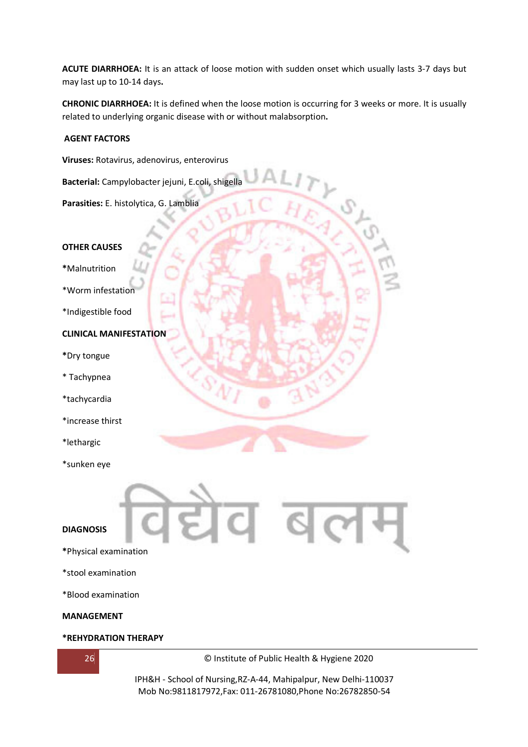**ACUTE DIARRHOEA:** It is an attack of loose motion with sudden onset which usually lasts 3-7 days but may last up to 10-14 days**.**

**CHRONIC DIARRHOEA:** It is defined when the loose motion is occurring for 3 weeks or more. It is usually related to underlying organic disease with or without malabsorption**.**

**AGENT FACTORS**

**Viruses:** Rotavirus, adenovirus, enterovirus

**Bacterial:** Campylobacter jejuni, E.coli, shigella

**Parasities:** E. histolytica, G. Lamblia

**OTHER CAUSES**

*Malnutrition

*Worm infestation

*Indigestible food

**CLINICAL MANIFESTATION**

*Dry tongue

* Tachypnea

*tachycardia

*increase thirst

*lethargic

*sunken eye

**DIAGNOSIS**

*Physical examination

*stool examination

*Blood examination

**MANAGEMENT**

***REHYDRATION THERAPY**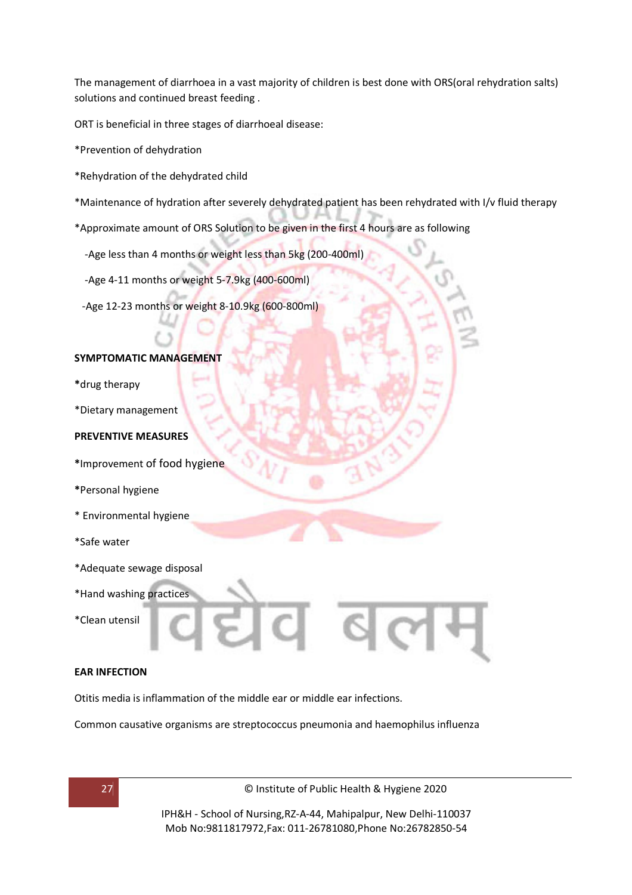The management of diarrhoea in a vast majority of children is best done with ORS(oral rehydration salts) solutions and continued breast feeding .

ORT is beneficial in three stages of diarrhoeal disease:

*Prevention of dehydration

*Rehydration of the dehydrated child

*Maintenance of hydration after severely dehydrated patient has been rehydrated with I/v fluid therapy

*Approximate amount of ORS Solution to be given in the first 4 hours are as following

- Age less than 4 months or weight less than 5kg (200-400ml)
- Age 4-11 months or weight 5-7.9kg (400-600ml)
- Age 12-23 months or weight 8-10.9kg (600-800ml)

**SYMPTOMATIC MANAGEMENT**

*drug therapy

*Dietary management

**PREVENTIVE MEASURES**

*Improvement of food hygiene

*Personal hygiene

* Environmental hygiene

*Safe water

*Adequate sewage disposal

*Hand washing practices

*Clean utensil

**EAR INFECTION**

Otitis media is inflammation of the middle ear or middle ear infections.

Common causative organisms are streptococcus pneumonia and haemophilus influenza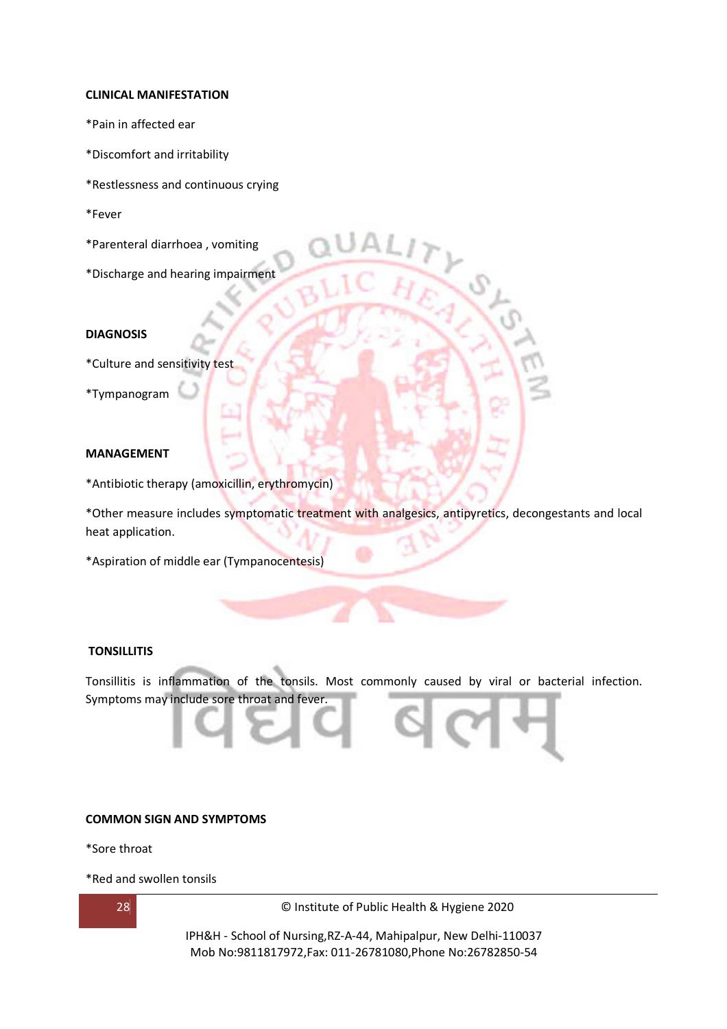**CLINICAL MANIFESTATION**

*Pain in affected ear

*Discomfort and irritability

*Restlessness and continuous crying

*Fever

*Parenteral diarrhoea , vomiting

*Discharge and hearing impairment

**DIAGNOSIS**

*Culture and sensitivity test

*Tympanogram

**MANAGEMENT**

*Antibiotic therapy (amoxicillin, erythromycin)

*Other measure includes symptomatic treatment with analgesics, antipyretics, decongestants and local heat application.

*Aspiration of middle ear (Tympanocentesis)

**TONSILLITIS**

Tonsillitis is inflammation of the tonsils. Most commonly caused by viral or bacterial infection. Symptoms may include sore throat and fever.

**COMMON SIGN AND SYMPTOMS**

*Sore throat

*Red and swollen tonsils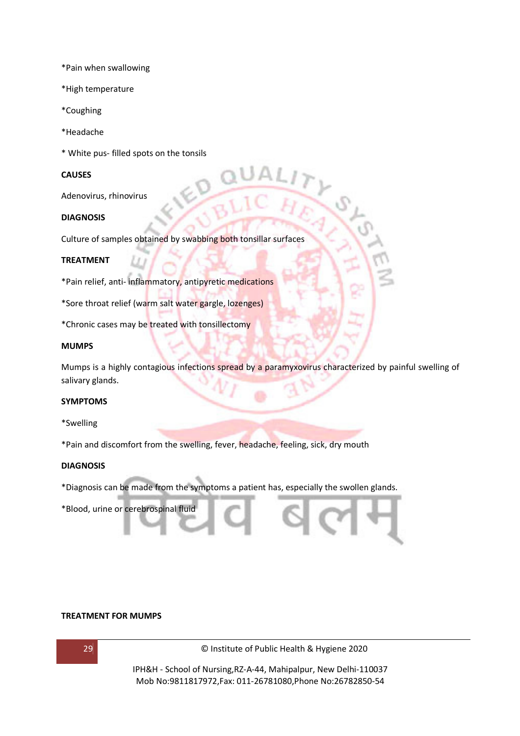*Pain when swallowing

*High temperature

*Coughing

*Headache

* White pus- filled spots on the tonsils

**CAUSES**

Adenovirus, rhinovirus

**DIAGNOSIS**

Culture of samples obtained by swabbing both tonsillar surfaces

**TREATMENT**

*Pain relief, anti- inflammatory, antipyretic medications

*Sore throat relief (warm salt water gargle, lozenges)

*Chronic cases may be treated with tonsillectomy

**MUMPS**

Mumps is a highly contagious infections spread by a paramyxovirus characterized by painful swelling of salivary glands.

**SYMPTOMS**

*Swelling

*Pain and discomfort from the swelling, fever, headache, feeling, sick, dry mouth

**DIAGNOSIS**

*Diagnosis can be made from the symptoms a patient has, especially the swollen glands.

*Blood, urine or cerebrospinal fluid

**TREATMENT FOR MUMPS**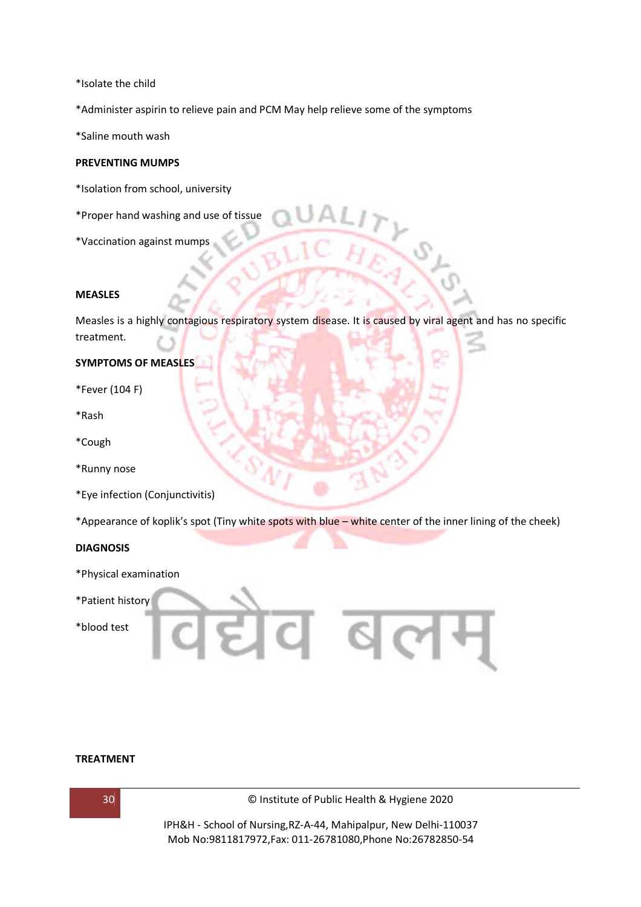*Isolate the child

*Administer aspirin to relieve pain and PCM May help relieve some of the symptoms

*Saline mouth wash

**PREVENTING MUMPS**

*Isolation from school, university

*Proper hand washing and use of tissue

*Vaccination against mumps

**MEASLES**

Measles is a highly contagious respiratory system disease. It is caused by viral agent and has no specific treatment.

**SYMPTOMS OF MEASLES**

*Fever (104 F)

*Rash

*Cough

*Runny nose

*Eye infection (Conjunctivitis)

*Appearance of koplik's spot (Tiny white spots with blue – white center of the inner lining of the cheek)

**DIAGNOSIS**

*Physical examination

*Patient history

*blood test

**TREATMENT**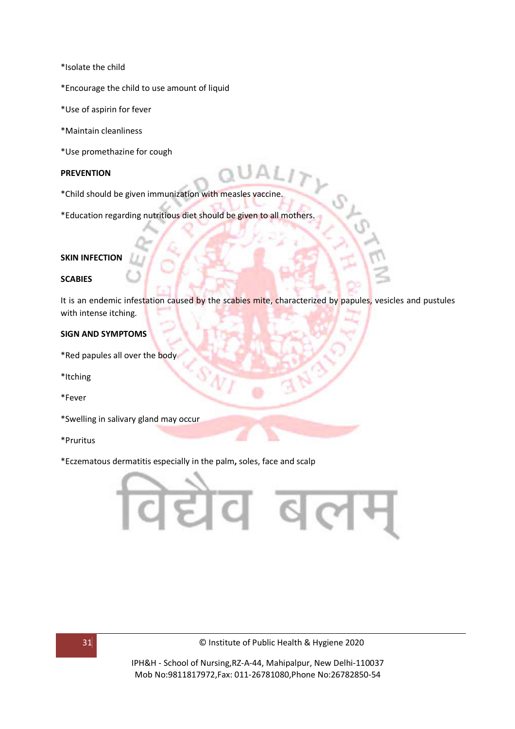*Isolate the child

*Encourage the child to use amount of liquid

*Use of aspirin for fever

*Maintain cleanliness

*Use promethazine for cough

**PREVENTION**

*Child should be given immunization with measles vaccine.

*Education regarding nutritious diet should be given to all mothers.

**SKIN INFECTION**

**SCABIES**

It is an endemic infestation caused by the scabies mite, characterized by papules, vesicles and pustules with intense itching.

**SIGN AND SYMPTOMS**

*Red papules all over the body

*Itching

*Fever

*Swelling in salivary gland may occur

*Pruritus

*Eczematous dermatitis especially in the palm**,** soles, face and scalp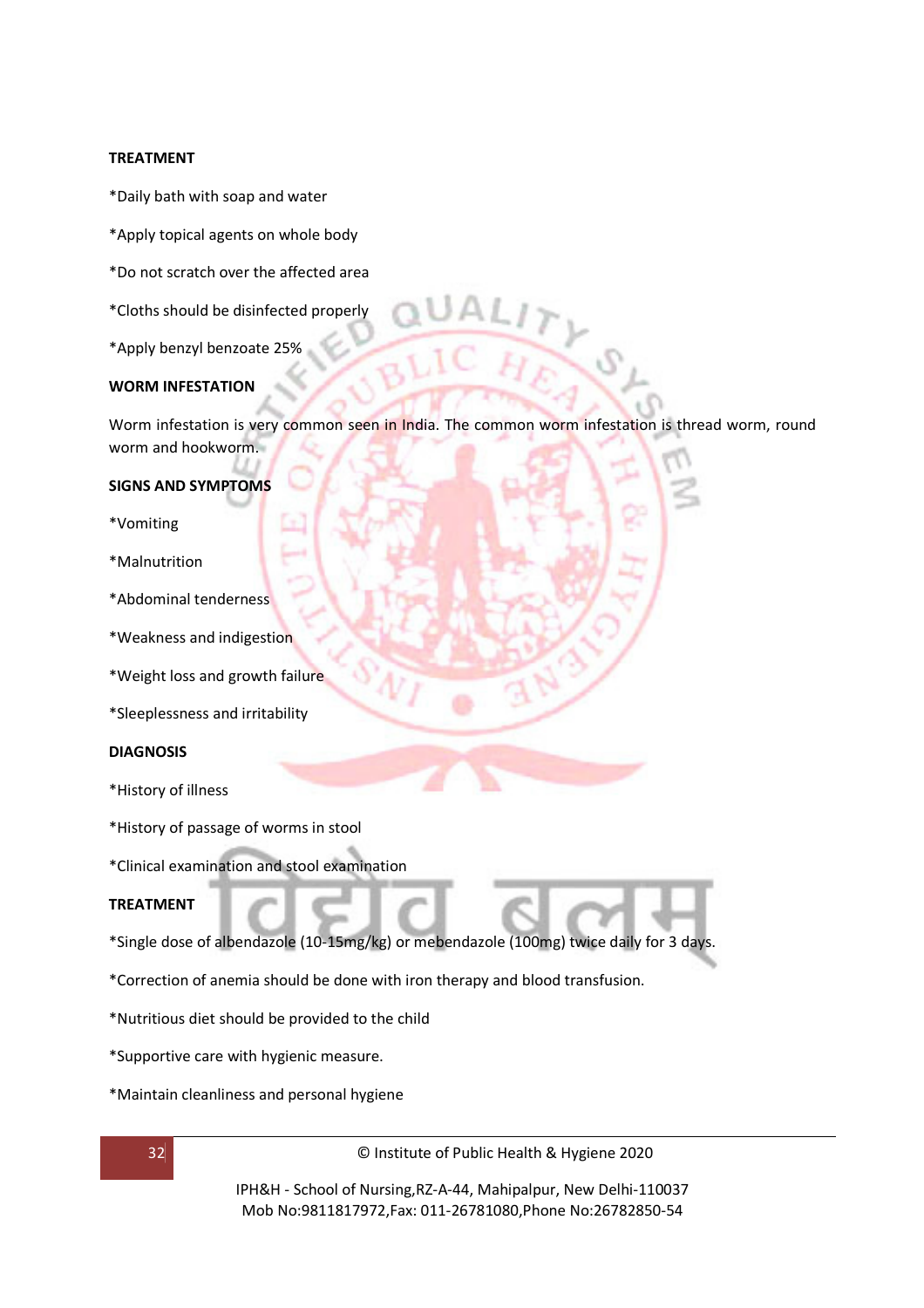**TREATMENT**

*Daily bath with soap and water

*Apply topical agents on whole body

*Do not scratch over the affected area

*Cloths should be disinfected properly

*Apply benzyl benzoate 25%

**WORM INFESTATION**

Worm infestation is very common seen in India. The common worm infestation is thread worm, round worm and hookworm.

**SIGNS AND SYMPTOMS**

*Vomiting

*Malnutrition

*Abdominal tenderness

*Weakness and indigestion

*Weight loss and growth failure

*Sleeplessness and irritability

**DIAGNOSIS**

*History of illness

*History of passage of worms in stool

*Clinical examination and stool examination

**TREATMENT**

*Single dose of albendazole (10-15mg/kg) or mebendazole (100mg) twice daily for 3 days.

*Correction of anemia should be done with iron therapy and blood transfusion.

*Nutritious diet should be provided to the child

*Supportive care with hygienic measure.

*Maintain cleanliness and personal hygiene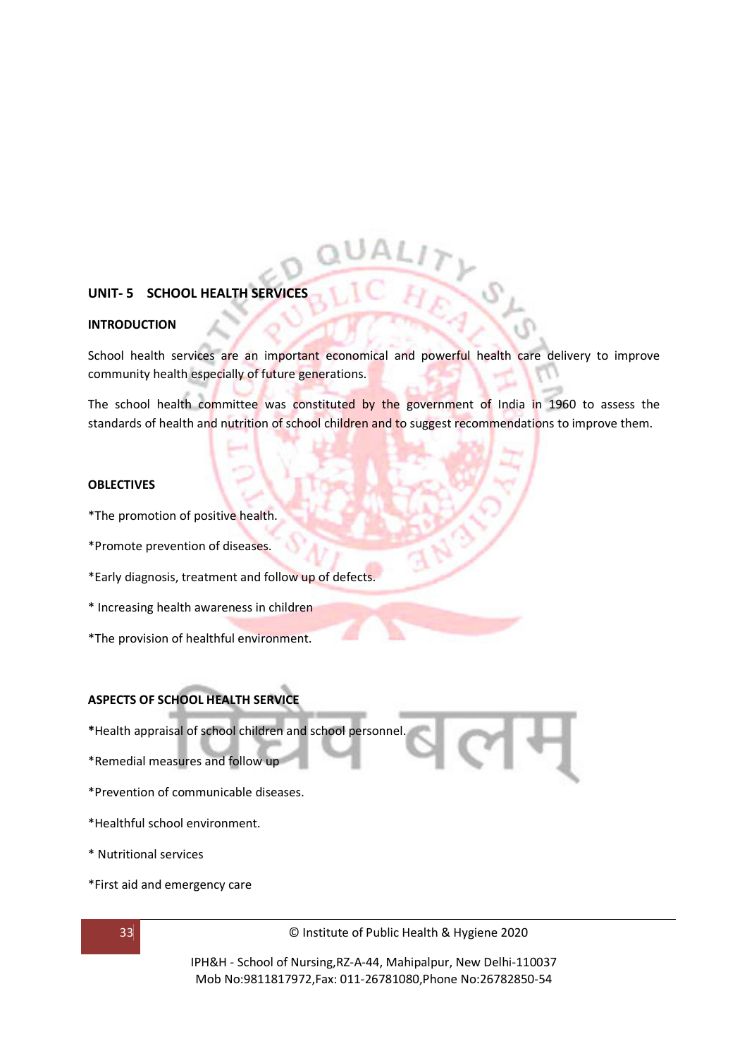## UNIT- 5 SCHOOL HEALTH SERVICES

### INTRODUCTION

School health services are an important economical and powerful health care delivery to improve community health especially of future generations.

The school health committee was constituted by the government of India in 1960 to assess the standards of health and nutrition of school children and to suggest recommendations to improve them.

### OBJECTIVES

*The promotion of positive health.

*Promote prevention of diseases.

*Early diagnosis, treatment and follow up of defects.

* Increasing health awareness in children

*The provision of healthful environment.

### ASPECTS OF SCHOOL HEALTH SERVICE

*Health appraisal of school children and school personnel.

*Remedial measures and follow up

*Prevention of communicable diseases.

*Healthful school environment.

* Nutritional services

*First aid and emergency care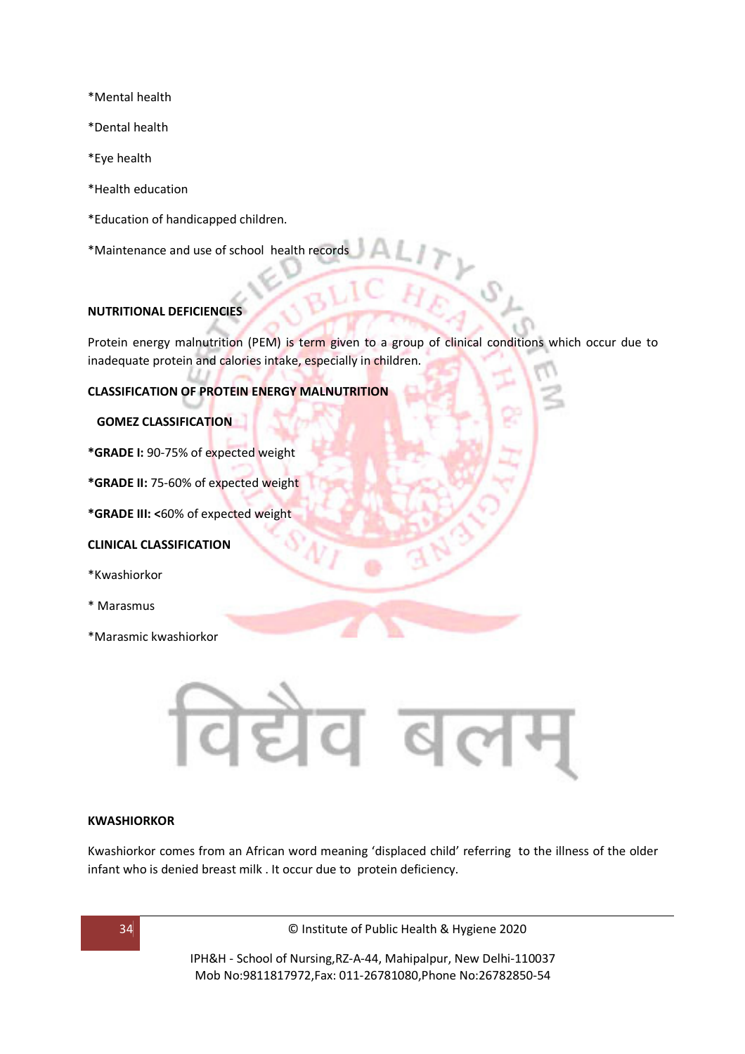*Mental health

*Dental health

*Eye health

*Health education

*Education of handicapped children.

*Maintenance and use of school health records

**NUTRITIONAL DEFICIENCIES**

Protein energy malnutrition (PEM) is term given to a group of clinical conditions which occur due to inadequate protein and calories intake, especially in children.

**CLASSIFICATION OF PROTEIN ENERGY MALNUTRITION**

**GOMEZ CLASSIFICATION**

***GRADE I:** 90-75% of expected weight

***GRADE II:** 75-60% of expected weight

***GRADE III:** <60% of expected weight

**CLINICAL CLASSIFICATION**

*Kwashiorkor

* Marasmus

*Marasmic kwashiorkor

विद्यैव बलम्

**KWASHIORKOR**

Kwashiorkor comes from an African word meaning 'displaced child' referring to the illness of the older infant who is denied breast milk . It occur due to protein deficiency.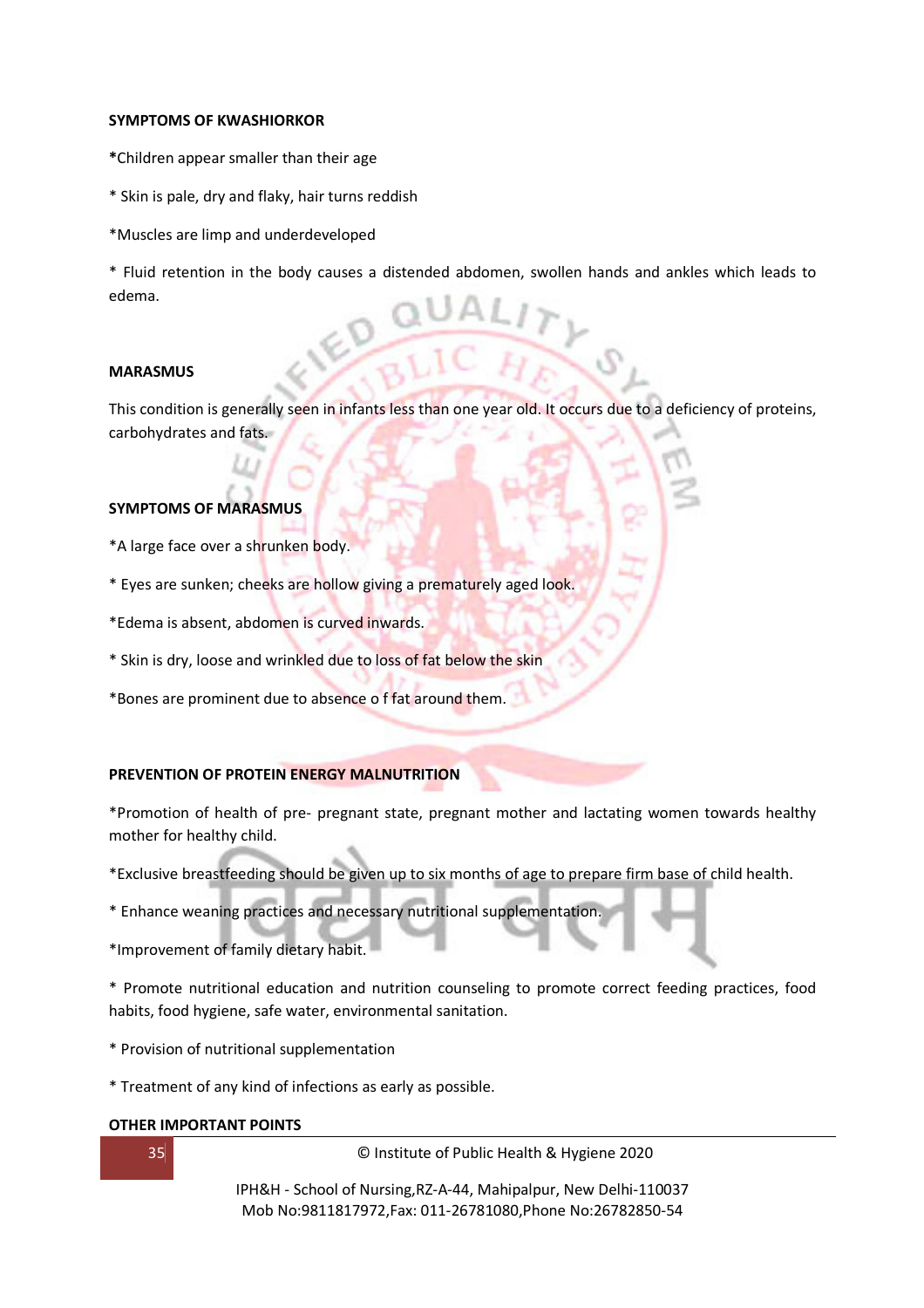**SYMPTOMS OF KWASHIORKOR**

***Children appear smaller than their age**

* Skin is pale, dry and flaky, hair turns reddish

*Muscles are limp and underdeveloped

* Fluid retention in the body causes a distended abdomen, swollen hands and ankles which leads to edema.

**MARASMUS**

This condition is generally seen in infants less than one year old. It occurs due to a deficiency of proteins, carbohydrates and fats.

**SYMPTOMS OF MARASMUS**

*A large face over a shrunken body.

* Eyes are sunken; cheeks are hollow giving a prematurely aged look.

*Edema is absent, abdomen is curved inwards.

* Skin is dry, loose and wrinkled due to loss of fat below the skin

*Bones are prominent due to absence o f fat around them.

**PREVENTION OF PROTEIN ENERGY MALNUTRITION**

*Promotion of health of pre- pregnant state, pregnant mother and lactating women towards healthy mother for healthy child.

*Exclusive breastfeeding should be given up to six months of age to prepare firm base of child health.

* Enhance weaning practices and necessary nutritional supplementation.

*Improvement of family dietary habit.

* Promote nutritional education and nutrition counseling to promote correct feeding practices, food habits, food hygiene, safe water, environmental sanitation.

* Provision of nutritional supplementation

* Treatment of any kind of infections as early as possible.

**OTHER IMPORTANT POINTS**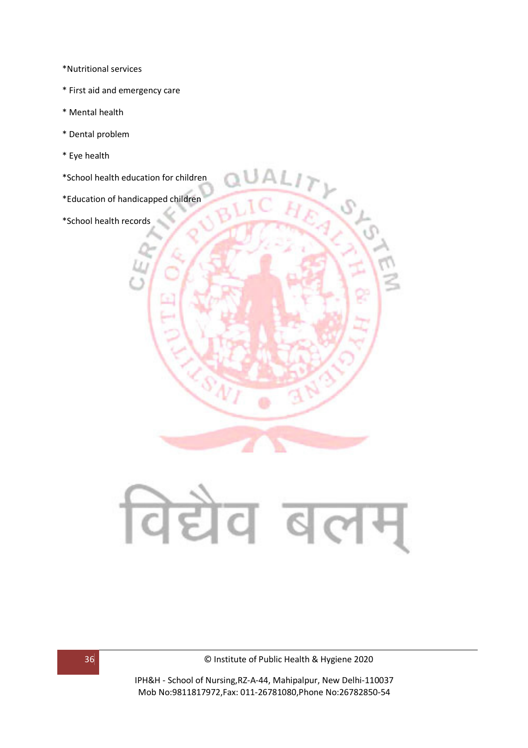*Nutritional services

* First aid and emergency care

* Mental health

* Dental problem

* Eye health

*School health education for children

*Education of handicapped children

*School health records